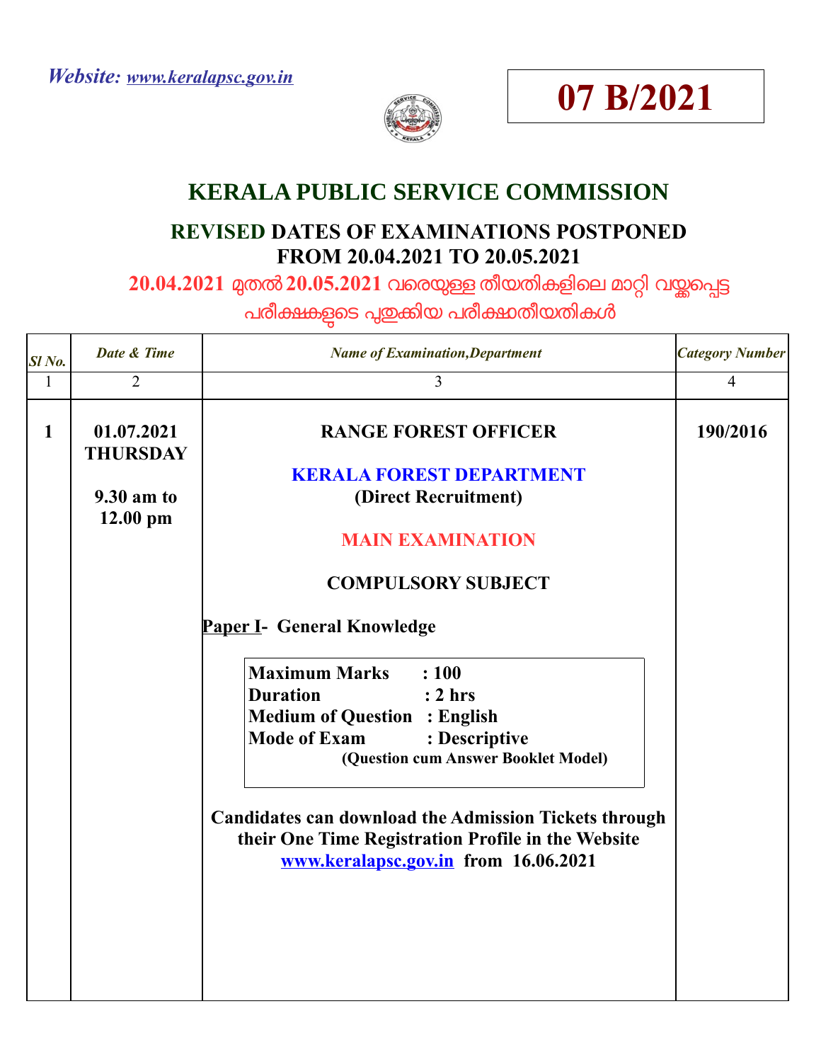*Website: www.keralapsc.gov.in*

**07 B/2021**

# KERALA PUBLIC SERVICE COMMISSION

## REVISED DATES OF EXAMINATIONS POSTPONED FROM 20.04.2021 TO 20.05.2021

## 20.04.2021 മുതൽ 20.05.2021 വരെയുള്ള തീയതികളിലെ മാറ്റി വയ്ക്കപ്പെട്ട പരീക്ഷകളുടെ പുതുക്കിയ പരീക്ഷാതീയതികൾ

| *Sl No.* | *Date & Time* | *Name of Examination,Department* | *Category Number* |
|---|---|---|---|
| 1 | 2 | 3 | 4 |
| **1** | **01.07.2021 THURSDAY**<br><br>**9.30 am to 12.00 pm** | **RANGE FOREST OFFICER**<br><br>**KERALA FOREST DEPARTMENT**<br>**(Direct Recruitment)**<br><br>**MAIN EXAMINATION**<br><br>**COMPULSORY SUBJECT**<br><br>**Paper I- General Knowledge**<br><br>**Maximum Marks : 100**<br>**Duration : 2 hrs**<br>**Medium of Question : English**<br>**Mode of Exam : Descriptive**<br>**(Question cum Answer Booklet Model)**<br><br>**Candidates can download the Admission Tickets through their One Time Registration Profile in the Website www.keralapsc.gov.in from 16.06.2021** | **190/2016** |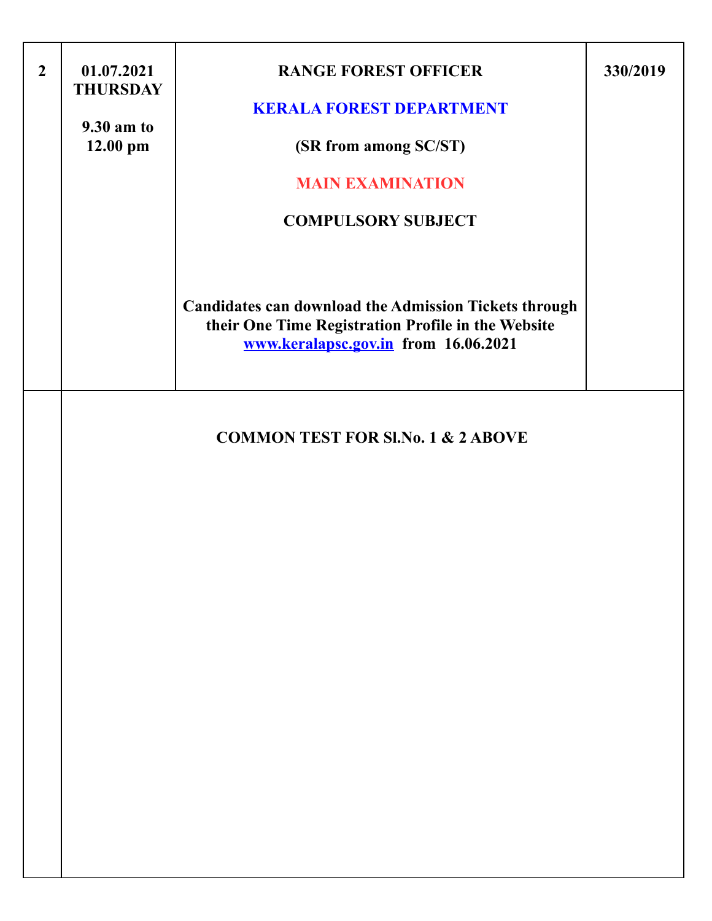| | | | |
|---|---|---|---|
| 2 | **01.07.2021 THURSDAY**<br><br>**9.30 am to 12.00 pm** | **RANGE FOREST OFFICER**<br><br>**KERALA FOREST DEPARTMENT**<br><br>**(SR from among SC/ST)**<br><br>**MAIN EXAMINATION**<br><br>**COMPULSORY SUBJECT**<br><br>**Candidates can download the Admission Tickets through their One Time Registration Profile in the Website [www.keralapsc.gov.in](http://www.keralapsc.gov.in) from 16.06.2021** | **330/2019** |
| | **COMMON TEST FOR Sl.No. 1 & 2 ABOVE** | | |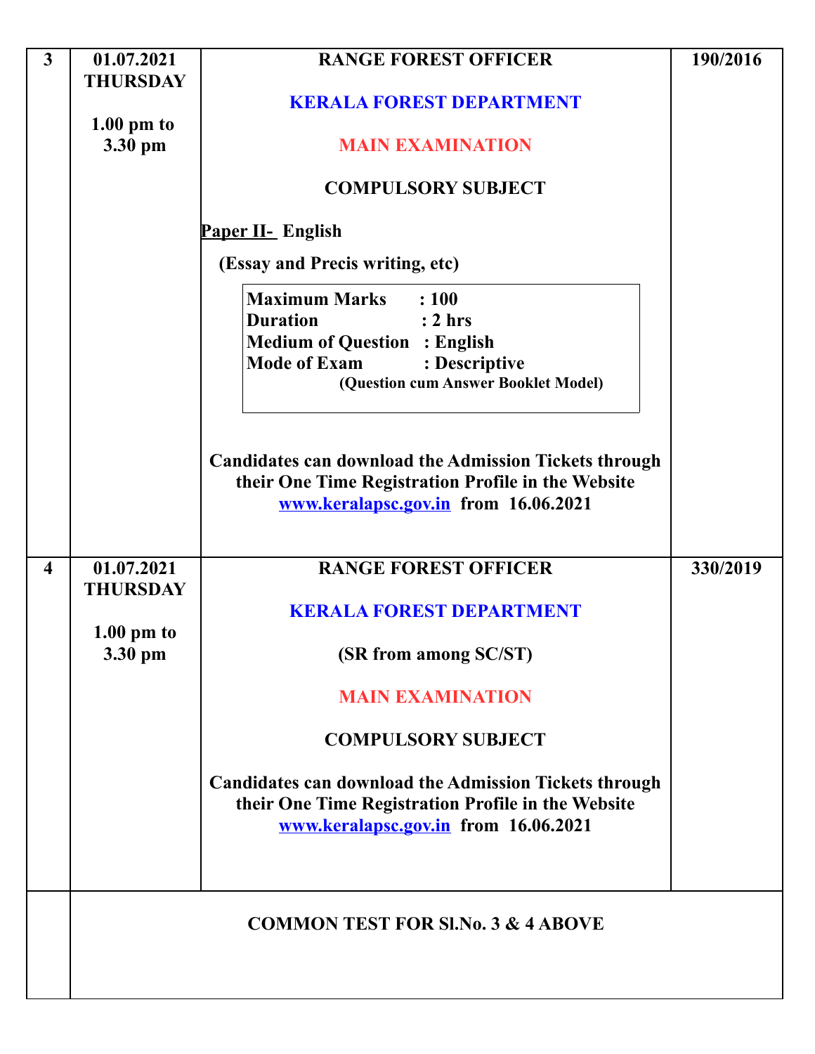| | | | |
|---|---|---|---|
| 3 | 01.07.2021 THURSDAY<br><br>1.00 pm to 3.30 pm | **RANGE FOREST OFFICER**<br><br>**KERALA FOREST DEPARTMENT**<br><br>**MAIN EXAMINATION**<br><br>**COMPULSORY SUBJECT**<br><br>**Paper II- English**<br><br>**(Essay and Precis writing, etc)**<br><br>**Maximum Marks : 100**<br>**Duration : 2 hrs**<br>**Medium of Question : English**<br>**Mode of Exam : Descriptive**<br>**(Question cum Answer Booklet Model)**<br><br>**Candidates can download the Admission Tickets through their One Time Registration Profile in the Website www.keralapsc.gov.in from 16.06.2021** | 190/2016 |
| 4 | 01.07.2021 THURSDAY<br><br>1.00 pm to 3.30 pm | **RANGE FOREST OFFICER**<br><br>**KERALA FOREST DEPARTMENT**<br><br>**(SR from among SC/ST)**<br><br>**MAIN EXAMINATION**<br><br>**COMPULSORY SUBJECT**<br><br>**Candidates can download the Admission Tickets through their One Time Registration Profile in the Website www.keralapsc.gov.in from 16.06.2021** | 330/2019 |
| | **COMMON TEST FOR Sl.No. 3 & 4 ABOVE** | | |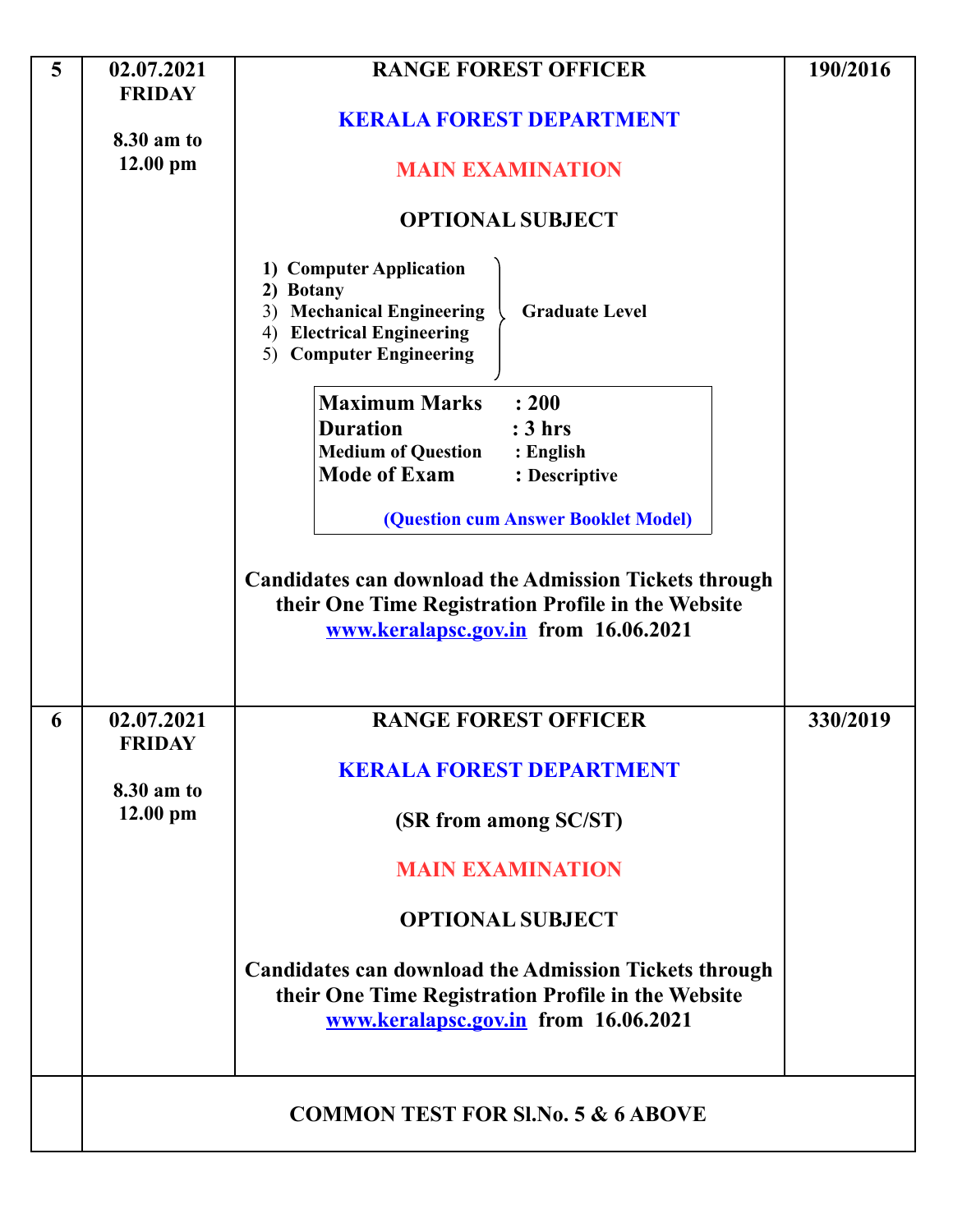| 5 | 02.07.2021<br>FRIDAY<br><br>8.30 am to<br>12.00 pm | **RANGE FOREST OFFICER**<br><br>**KERALA FOREST DEPARTMENT**<br><br>**MAIN EXAMINATION**<br><br>**OPTIONAL SUBJECT**<br><br>1) Computer Application<br>2) Botany<br>3) Mechanical Engineering<br>4) Electrical Engineering<br>5) Computer Engineering<br>(Graduate Level)<br><br>**Maximum Marks : 200**<br>**Duration : 3 hrs**<br>**Medium of Question : English**<br>**Mode of Exam : Descriptive**<br>**(Question cum Answer Booklet Model)**<br><br>**Candidates can download the Admission Tickets through their One Time Registration Profile in the Website www.keralapsc.gov.in from 16.06.2021** | 190/2016 |
|---|---|---|---|
| 6 | 02.07.2021<br>FRIDAY<br><br>8.30 am to<br>12.00 pm | **RANGE FOREST OFFICER**<br><br>**KERALA FOREST DEPARTMENT**<br><br>**(SR from among SC/ST)**<br><br>**MAIN EXAMINATION**<br><br>**OPTIONAL SUBJECT**<br><br>**Candidates can download the Admission Tickets through their One Time Registration Profile in the Website www.keralapsc.gov.in from 16.06.2021** | 330/2019 |
| | **COMMON TEST FOR Sl.No. 5 & 6 ABOVE** | | |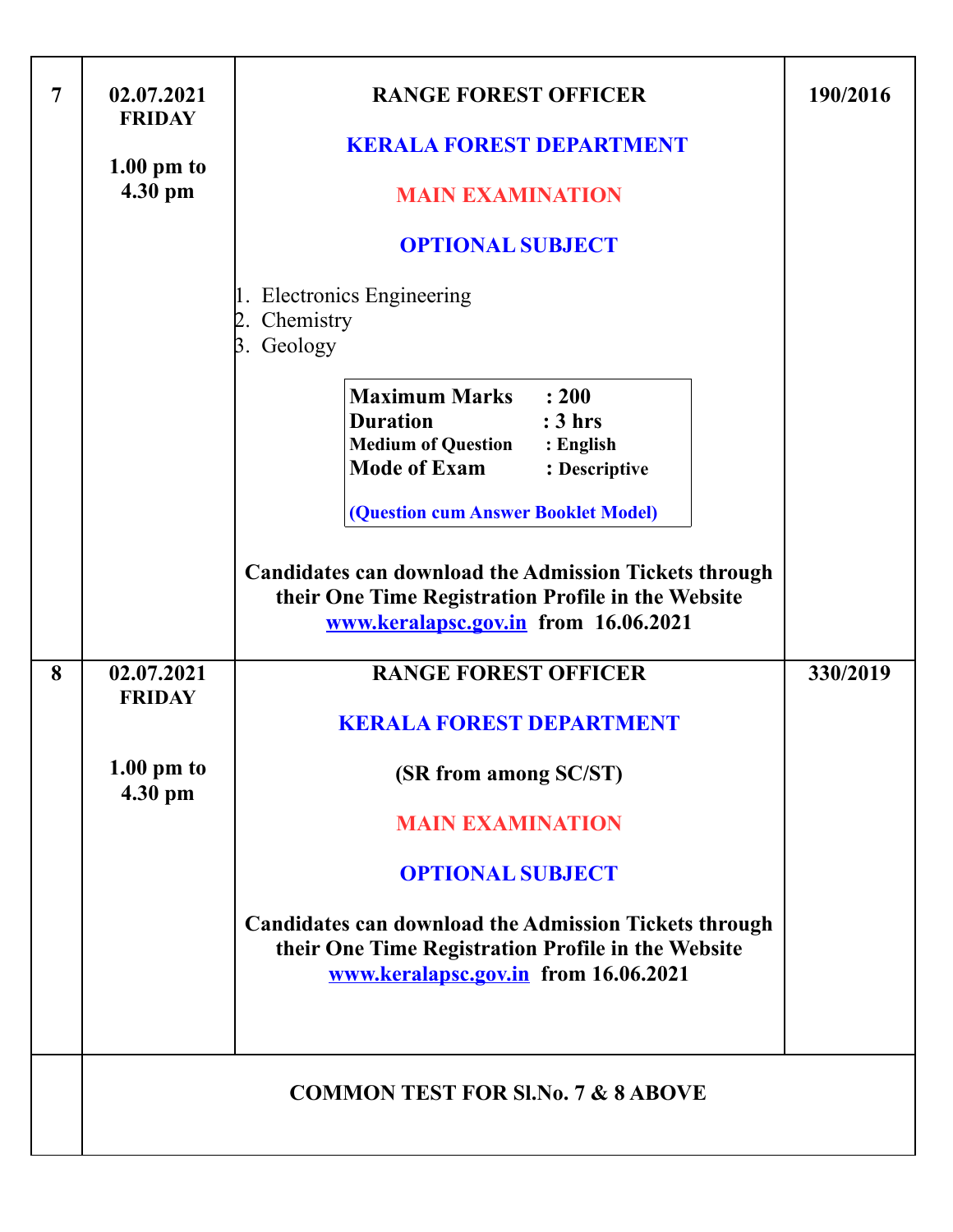| | | | |
|---|---|---|---|
| 7 | **02.07.2021 FRIDAY**<br><br>**1.00 pm to 4.30 pm** | **RANGE FOREST OFFICER**<br><br>**KERALA FOREST DEPARTMENT**<br><br>**MAIN EXAMINATION**<br><br>**OPTIONAL SUBJECT**<br><br>1. Electronics Engineering<br>2. Chemistry<br>3. Geology<br><br>**Maximum Marks : 200**<br>**Duration : 3 hrs**<br>**Medium of Question : English**<br>**Mode of Exam : Descriptive**<br><br>**(Question cum Answer Booklet Model)**<br><br>**Candidates can download the Admission Tickets through their One Time Registration Profile in the Website www.keralapsc.gov.in from 16.06.2021** | **190/2016** |
| 8 | **02.07.2021 FRIDAY**<br><br>**1.00 pm to 4.30 pm** | **RANGE FOREST OFFICER**<br><br>**KERALA FOREST DEPARTMENT**<br><br>**(SR from among SC/ST)**<br><br>**MAIN EXAMINATION**<br><br>**OPTIONAL SUBJECT**<br><br>**Candidates can download the Admission Tickets through their One Time Registration Profile in the Website www.keralapsc.gov.in from 16.06.2021** | **330/2019** |
| | **COMMON TEST FOR Sl.No. 7 & 8 ABOVE** | | |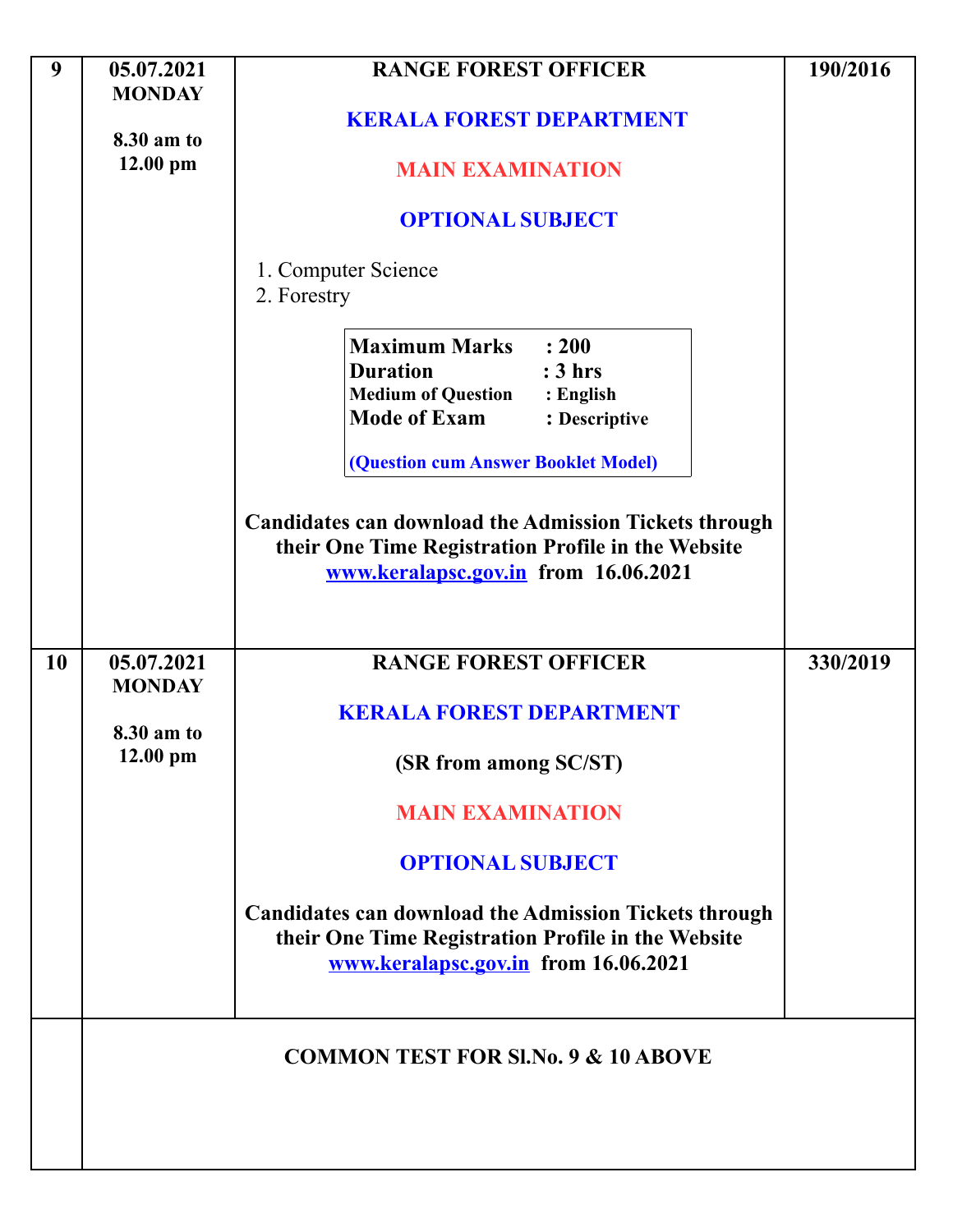| | | | |
|---|---|---|---|
| 9 | **05.07.2021 MONDAY**<br><br>**8.30 am to 12.00 pm** | **RANGE FOREST OFFICER**<br><br>**KERALA FOREST DEPARTMENT**<br><br>**MAIN EXAMINATION**<br><br>**OPTIONAL SUBJECT**<br><br>1. Computer Science<br>2. Forestry<br><br>**Maximum Marks : 200**<br>**Duration : 3 hrs**<br>**Medium of Question : English**<br>**Mode of Exam : Descriptive**<br><br>**(Question cum Answer Booklet Model)**<br><br>**Candidates can download the Admission Tickets through their One Time Registration Profile in the Website www.keralapsc.gov.in from 16.06.2021** | **190/2016** |
| 10 | **05.07.2021 MONDAY**<br><br>**8.30 am to 12.00 pm** | **RANGE FOREST OFFICER**<br><br>**KERALA FOREST DEPARTMENT**<br><br>**(SR from among SC/ST)**<br><br>**MAIN EXAMINATION**<br><br>**OPTIONAL SUBJECT**<br><br>**Candidates can download the Admission Tickets through their One Time Registration Profile in the Website www.keralapsc.gov.in from 16.06.2021** | **330/2019** |
| | **COMMON TEST FOR Sl.No. 9 & 10 ABOVE** | | |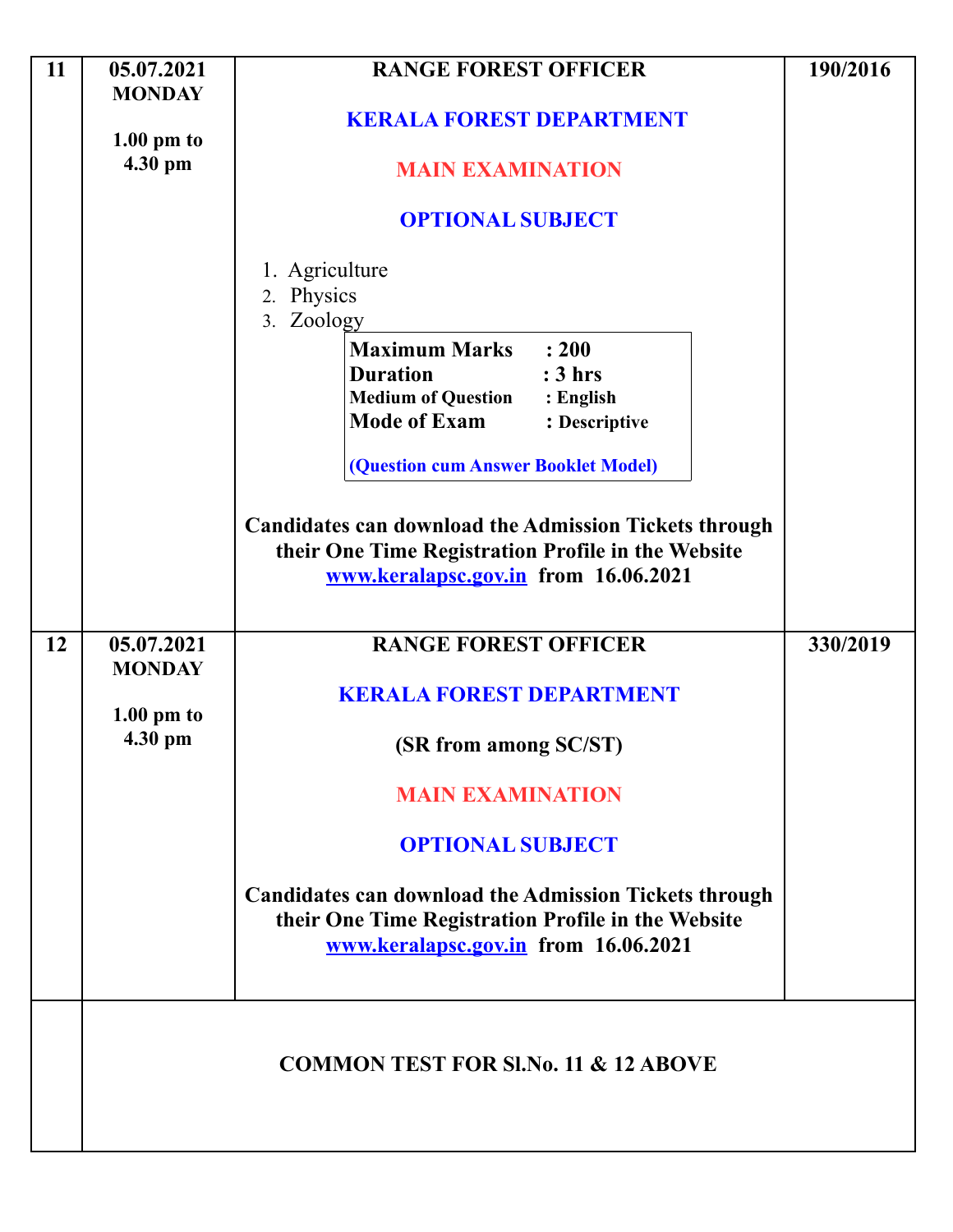| | | | |
|---|---|---|---|
| 11 | **05.07.2021 MONDAY**<br><br>**1.00 pm to 4.30 pm** | **RANGE FOREST OFFICER**<br><br>**KERALA FOREST DEPARTMENT**<br><br>**MAIN EXAMINATION**<br><br>**OPTIONAL SUBJECT**<br><br>1. Agriculture<br>2. Physics<br>3. Zoology<br><br>**Maximum Marks : 200**<br>**Duration : 3 hrs**<br>**Medium of Question : English**<br>**Mode of Exam : Descriptive**<br><br>**(Question cum Answer Booklet Model)**<br><br>**Candidates can download the Admission Tickets through their One Time Registration Profile in the Website www.keralapsc.gov.in from 16.06.2021** | **190/2016** |
| 12 | **05.07.2021 MONDAY**<br><br>**1.00 pm to 4.30 pm** | **RANGE FOREST OFFICER**<br><br>**KERALA FOREST DEPARTMENT**<br><br>**(SR from among SC/ST)**<br><br>**MAIN EXAMINATION**<br><br>**OPTIONAL SUBJECT**<br><br>**Candidates can download the Admission Tickets through their One Time Registration Profile in the Website www.keralapsc.gov.in from 16.06.2021** | **330/2019** |
| | **COMMON TEST FOR Sl.No. 11 & 12 ABOVE** | | |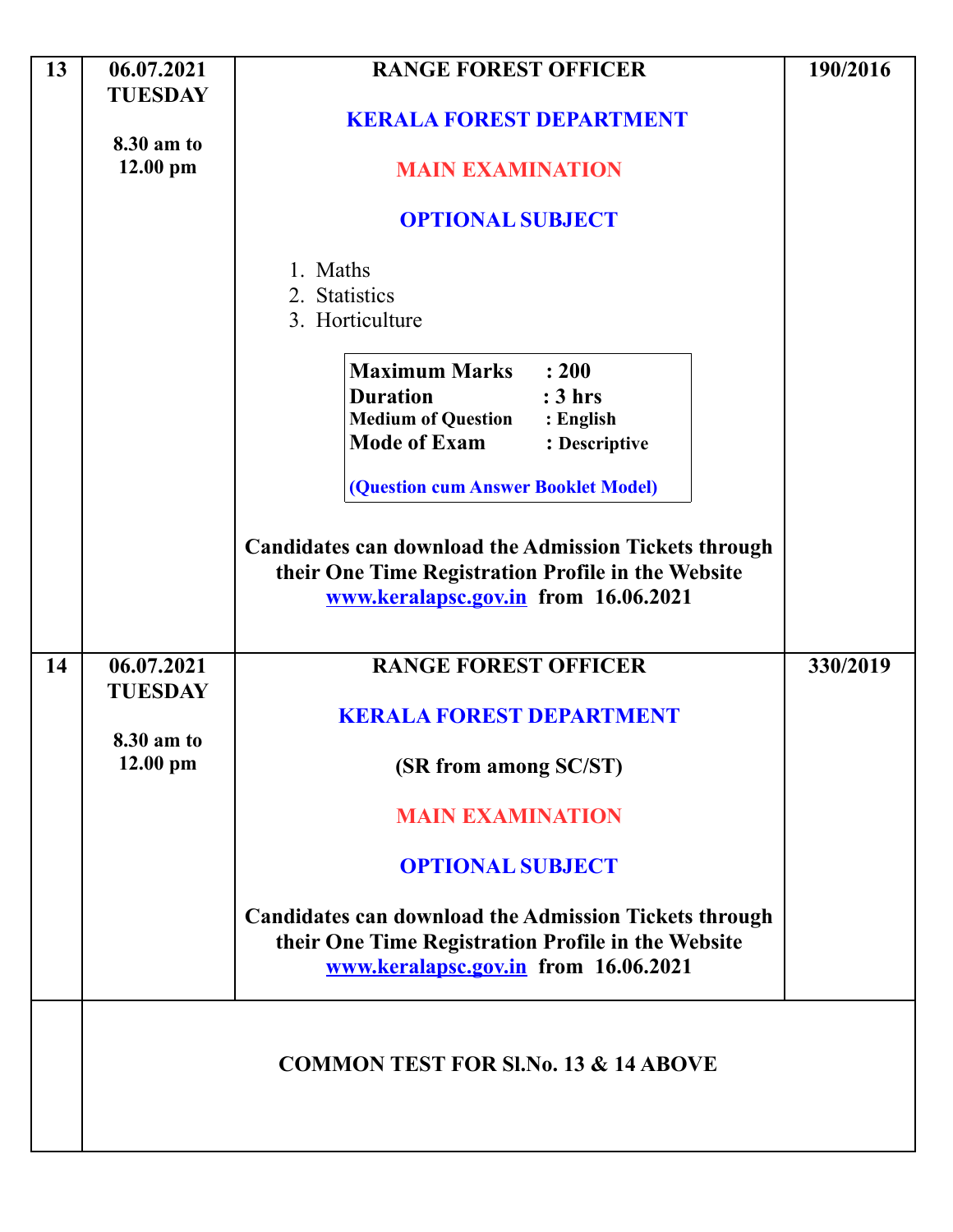| | | | |
|---|---|---|---|
| 13 | 06.07.2021 TUESDAY<br><br>8.30 am to 12.00 pm | **RANGE FOREST OFFICER**<br><br>**KERALA FOREST DEPARTMENT**<br><br>**MAIN EXAMINATION**<br><br>**OPTIONAL SUBJECT**<br><br>1. Maths<br>2. Statistics<br>3. Horticulture<br><br>**Maximum Marks : 200**<br>**Duration : 3 hrs**<br>**Medium of Question : English**<br>**Mode of Exam : Descriptive**<br><br>**(Question cum Answer Booklet Model)**<br><br>**Candidates can download the Admission Tickets through their One Time Registration Profile in the Website [www.keralapsc.gov.in](http://www.keralapsc.gov.in) from 16.06.2021** | 190/2016 |
| 14 | 06.07.2021 TUESDAY<br><br>8.30 am to 12.00 pm | **RANGE FOREST OFFICER**<br><br>**KERALA FOREST DEPARTMENT**<br><br>**(SR from among SC/ST)**<br><br>**MAIN EXAMINATION**<br><br>**OPTIONAL SUBJECT**<br><br>**Candidates can download the Admission Tickets through their One Time Registration Profile in the Website [www.keralapsc.gov.in](http://www.keralapsc.gov.in) from 16.06.2021** | 330/2019 |
| | **COMMON TEST FOR Sl.No. 13 & 14 ABOVE** | | |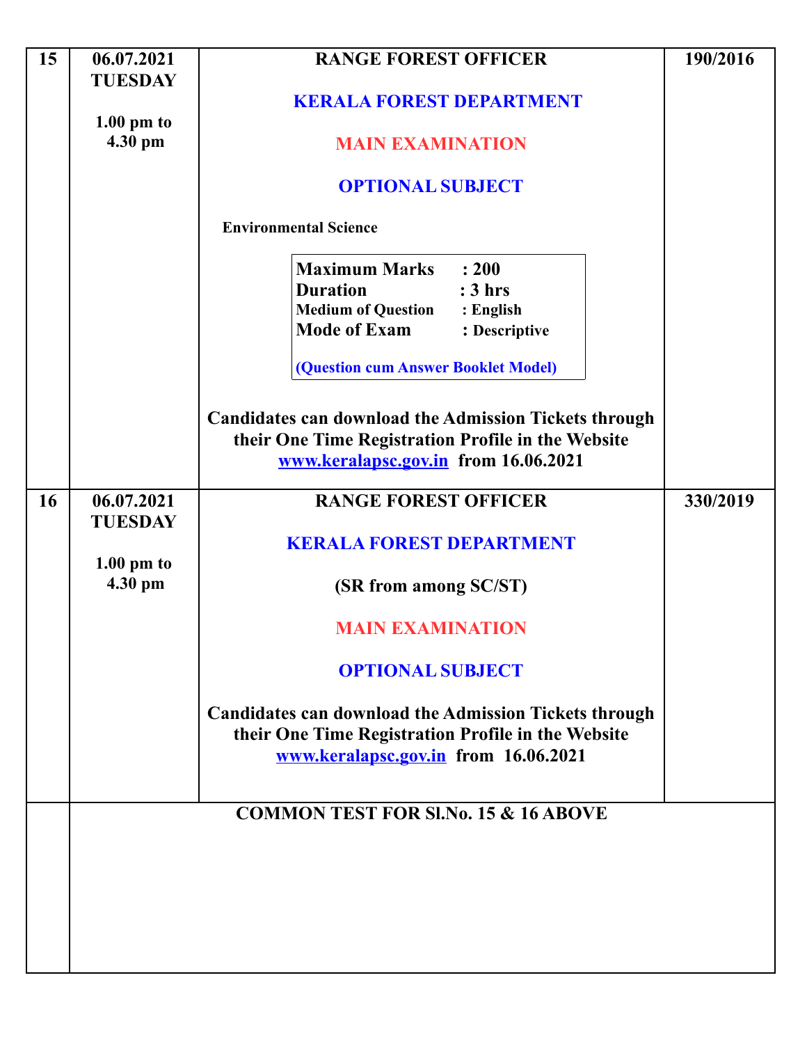| | | | |
|---|---|---|---|
| 15 | 06.07.2021 TUESDAY<br><br>1.00 pm to 4.30 pm | **RANGE FOREST OFFICER**<br><br>**KERALA FOREST DEPARTMENT**<br><br>**MAIN EXAMINATION**<br><br>**OPTIONAL SUBJECT**<br><br>**Environmental Science**<br><br>**Maximum Marks : 200**<br>**Duration : 3 hrs**<br>**Medium of Question : English**<br>**Mode of Exam : Descriptive**<br><br>**(Question cum Answer Booklet Model)**<br><br>**Candidates can download the Admission Tickets through their One Time Registration Profile in the Website www.keralapsc.gov.in from 16.06.2021** | 190/2016 |
| 16 | 06.07.2021 TUESDAY<br><br>1.00 pm to 4.30 pm | **RANGE FOREST OFFICER**<br><br>**KERALA FOREST DEPARTMENT**<br><br>**(SR from among SC/ST)**<br><br>**MAIN EXAMINATION**<br><br>**OPTIONAL SUBJECT**<br><br>**Candidates can download the Admission Tickets through their One Time Registration Profile in the Website www.keralapsc.gov.in from 16.06.2021** | 330/2019 |
| | **COMMON TEST FOR Sl.No. 15 & 16 ABOVE** | | |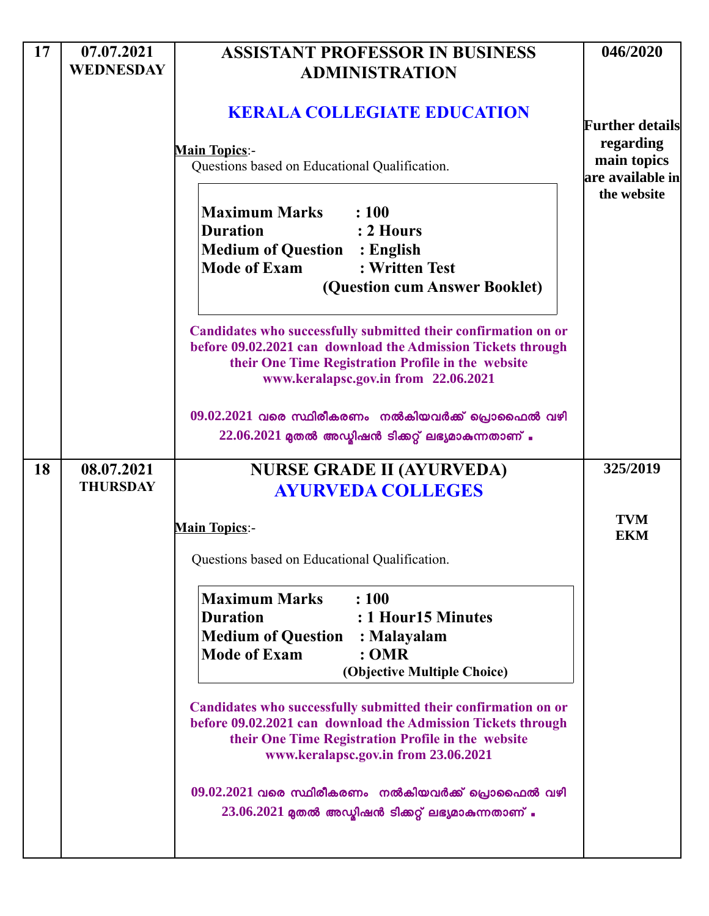| | | | |
|---|---|---|---|
| 17 | 07.07.2021<br>WEDNESDAY | **ASSISTANT PROFESSOR IN BUSINESS ADMINISTRATION**<br><br>**KERALA COLLEGIATE EDUCATION**<br><br>**Main Topics**:-<br>Questions based on Educational Qualification.<br><br>**Maximum Marks : 100**<br>**Duration : 2 Hours**<br>**Medium of Question : English**<br>**Mode of Exam : Written Test**<br>**(Question cum Answer Booklet)**<br><br>**Candidates who successfully submitted their confirmation on or before 09.02.2021 can download the Admission Tickets through their One Time Registration Profile in the website www.keralapsc.gov.in from 22.06.2021**<br><br>**09.02.2021 വരെ സ്ഥിരീകരണം നൽകിയവർക്ക് പ്രൊഫൈൽ വഴി 22.06.2021 മുതൽ അഡ്മിഷൻ ടിക്കറ്റ് ലഭ്യമാകുന്നതാണ് .** | **046/2020**<br><br>**Further details regarding main topics are available in the website** |
| 18 | 08.07.2021<br>THURSDAY | **NURSE GRADE II (AYURVEDA)**<br>**AYURVEDA COLLEGES**<br><br>**Main Topics**:-<br>Questions based on Educational Qualification.<br><br>**Maximum Marks : 100**<br>**Duration : 1 Hour15 Minutes**<br>**Medium of Question : Malayalam**<br>**Mode of Exam : OMR**<br>**(Objective Multiple Choice)**<br><br>**Candidates who successfully submitted their confirmation on or before 09.02.2021 can download the Admission Tickets through their One Time Registration Profile in the website www.keralapsc.gov.in from 23.06.2021**<br><br>**09.02.2021 വരെ സ്ഥിരീകരണം നൽകിയവർക്ക് പ്രൊഫൈൽ വഴി 23.06.2021 മുതൽ അഡ്മിഷൻ ടിക്കറ്റ് ലഭ്യമാകുന്നതാണ് .** | **325/2019**<br><br>**TVM**<br>**EKM** |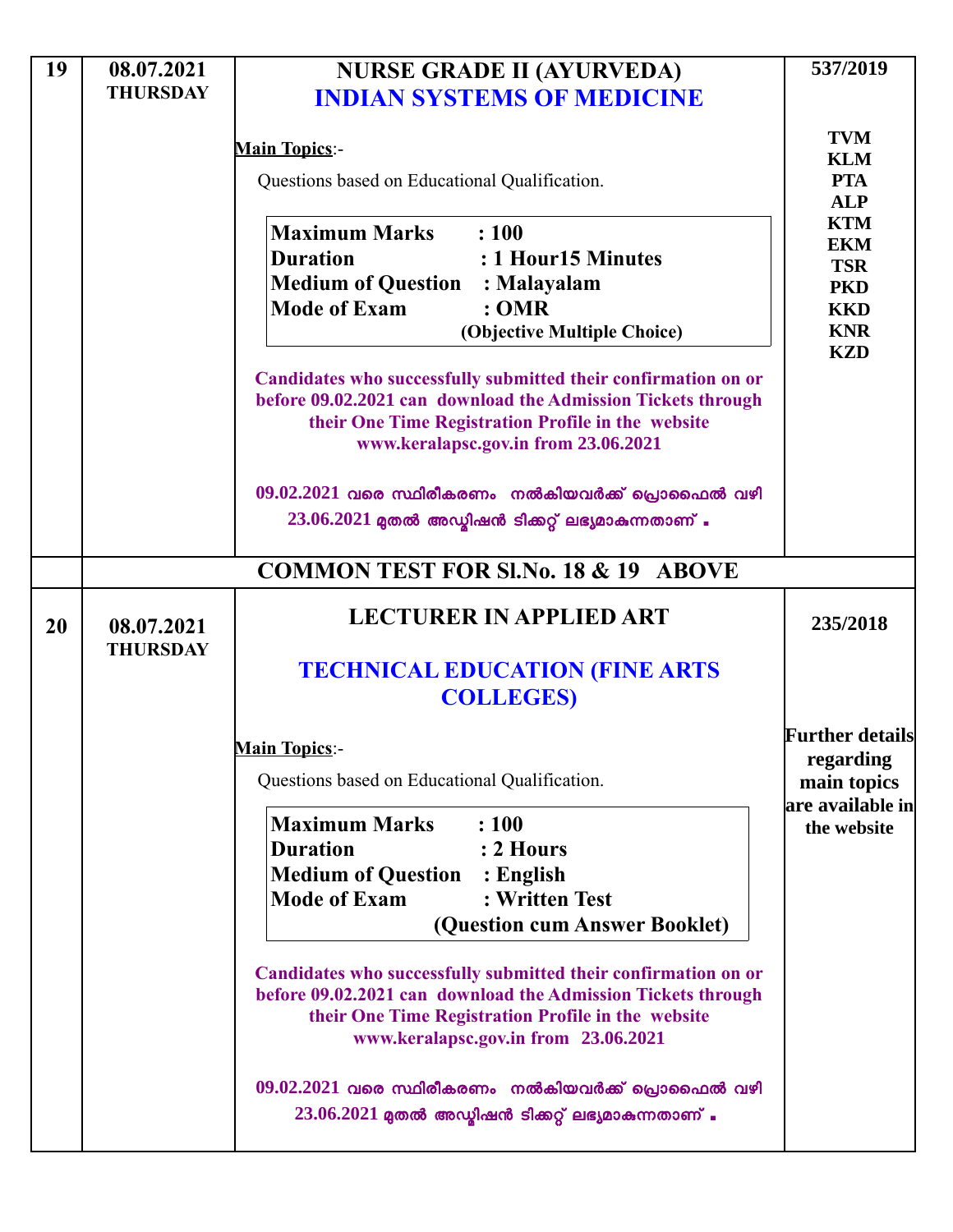| | | | |
|---|---|---|---|
| 19 | 08.07.2021 THURSDAY | **NURSE GRADE II (AYURVEDA)**<br>**INDIAN SYSTEMS OF MEDICINE**<br><br>Main Topics:-<br>Questions based on Educational Qualification.<br><br>**Maximum Marks : 100**<br>**Duration : 1 Hour15 Minutes**<br>**Medium of Question : Malayalam**<br>**Mode of Exam : OMR (Objective Multiple Choice)**<br><br>**Candidates who successfully submitted their confirmation on or before 09.02.2021 can download the Admission Tickets through their One Time Registration Profile in the website www.keralapsc.gov.in from 23.06.2021**<br><br>**09.02.2021 വരെ സ്ഥിരീകരണം നൽകിയവർക്ക് പ്രൊഫൈൽ വഴി 23.06.2021 മുതൽ അഡ്മിഷൻ ടിക്കറ്റ് ലഭ്യമാകുന്നതാണ് .** | **537/2019**<br><br>**TVM**<br>**KLM**<br>**PTA**<br>**ALP**<br>**KTM**<br>**EKM**<br>**TSR**<br>**PKD**<br>**KKD**<br>**KNR**<br>**KZD** |
| | **COMMON TEST FOR Sl.No. 18 & 19 ABOVE** | | |
| 20 | 08.07.2021 THURSDAY | **LECTURER IN APPLIED ART**<br><br>**TECHNICAL EDUCATION (FINE ARTS COLLEGES)**<br><br>Main Topics:-<br>Questions based on Educational Qualification.<br><br>**Maximum Marks : 100**<br>**Duration : 2 Hours**<br>**Medium of Question : English**<br>**Mode of Exam : Written Test (Question cum Answer Booklet)**<br><br>**Candidates who successfully submitted their confirmation on or before 09.02.2021 can download the Admission Tickets through their One Time Registration Profile in the website www.keralapsc.gov.in from 23.06.2021**<br><br>**09.02.2021 വരെ സ്ഥിരീകരണം നൽകിയവർക്ക് പ്രൊഫൈൽ വഴി 23.06.2021 മുതൽ അഡ്മിഷൻ ടിക്കറ്റ് ലഭ്യമാകുന്നതാണ് .** | **235/2018**<br><br>**Further details regarding main topics are available in the website** |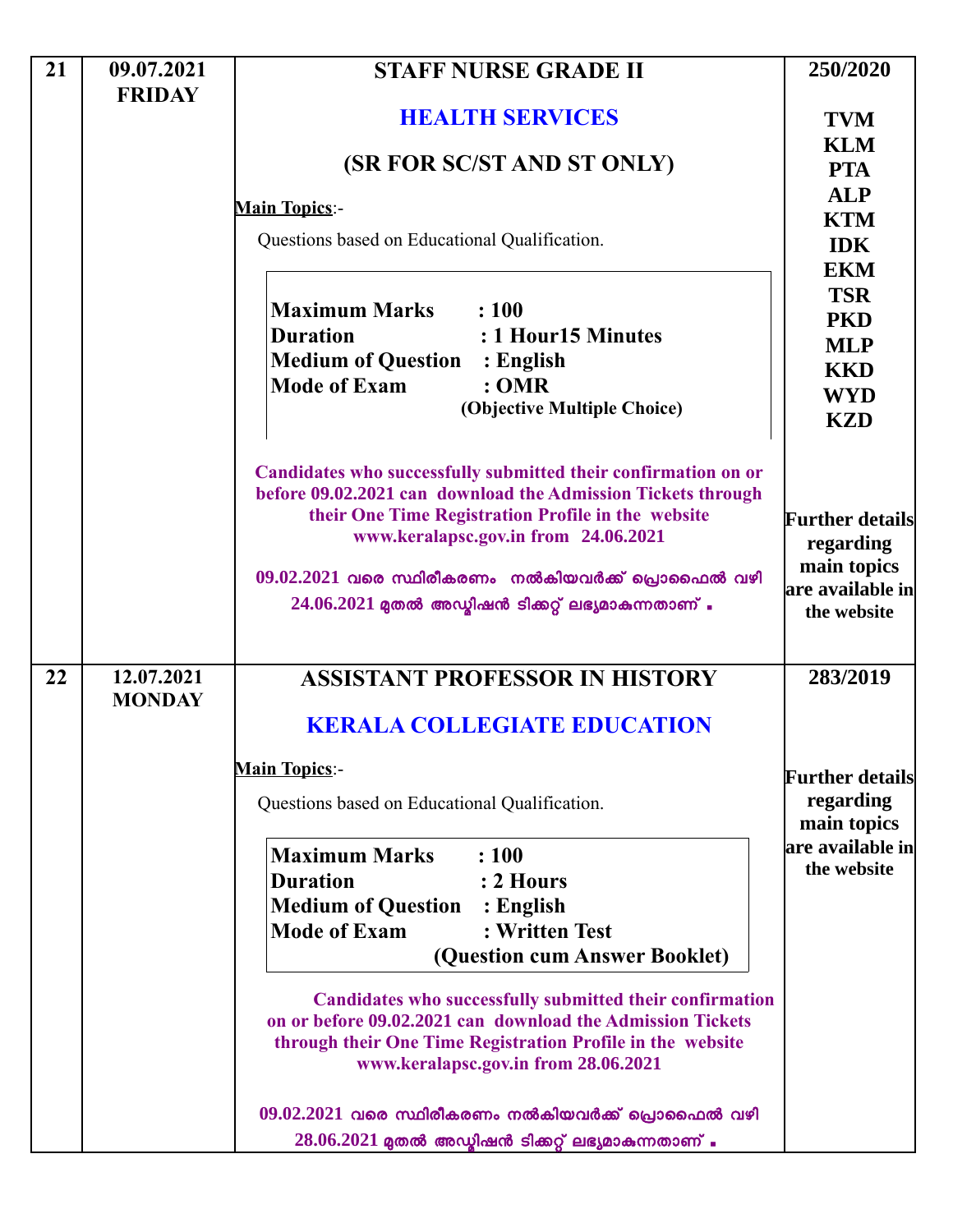| | | | |
|---|---|---|---|
| 21 | 09.07.2021 FRIDAY | **STAFF NURSE GRADE II**<br><br>**HEALTH SERVICES**<br><br>**(SR FOR SC/ST AND ST ONLY)**<br><br>**Main Topics**:-<br>Questions based on Educational Qualification.<br><br>**Maximum Marks : 100**<br>**Duration : 1 Hour15 Minutes**<br>**Medium of Question : English**<br>**Mode of Exam : OMR**<br>**(Objective Multiple Choice)**<br><br>**Candidates who successfully submitted their confirmation on or before 09.02.2021 can download the Admission Tickets through their One Time Registration Profile in the website www.keralapsc.gov.in from 24.06.2021**<br><br>**09.02.2021 വരെ സ്ഥിരീകരണം നൽകിയവർക്ക് പ്രൊഫൈൽ വഴി 24.06.2021 മുതൽ അഡ്മിഷൻ ടിക്കറ്റ് ലഭ്യമാകുന്നതാണ് .** | **250/2020**<br><br>**TVM**<br>**KLM**<br>**PTA**<br>**ALP**<br>**KTM**<br>**IDK**<br>**EKM**<br>**TSR**<br>**PKD**<br>**MLP**<br>**KKD**<br>**WYD**<br>**KZD**<br><br>**Further details regarding main topics are available in the website** |
| 22 | 12.07.2021 MONDAY | **ASSISTANT PROFESSOR IN HISTORY**<br><br>**KERALA COLLEGIATE EDUCATION**<br><br>**Main Topics**:-<br>Questions based on Educational Qualification.<br><br>**Maximum Marks : 100**<br>**Duration : 2 Hours**<br>**Medium of Question : English**<br>**Mode of Exam : Written Test**<br>**(Question cum Answer Booklet)**<br><br>**Candidates who successfully submitted their confirmation on or before 09.02.2021 can download the Admission Tickets through their One Time Registration Profile in the website www.keralapsc.gov.in from 28.06.2021**<br><br>**09.02.2021 വരെ സ്ഥിരീകരണം നൽകിയവർക്ക് പ്രൊഫൈൽ വഴി 28.06.2021 മുതൽ അഡ്മിഷൻ ടിക്കറ്റ് ലഭ്യമാകുന്നതാണ് .** | **283/2019**<br><br>**Further details regarding main topics are available in the website** |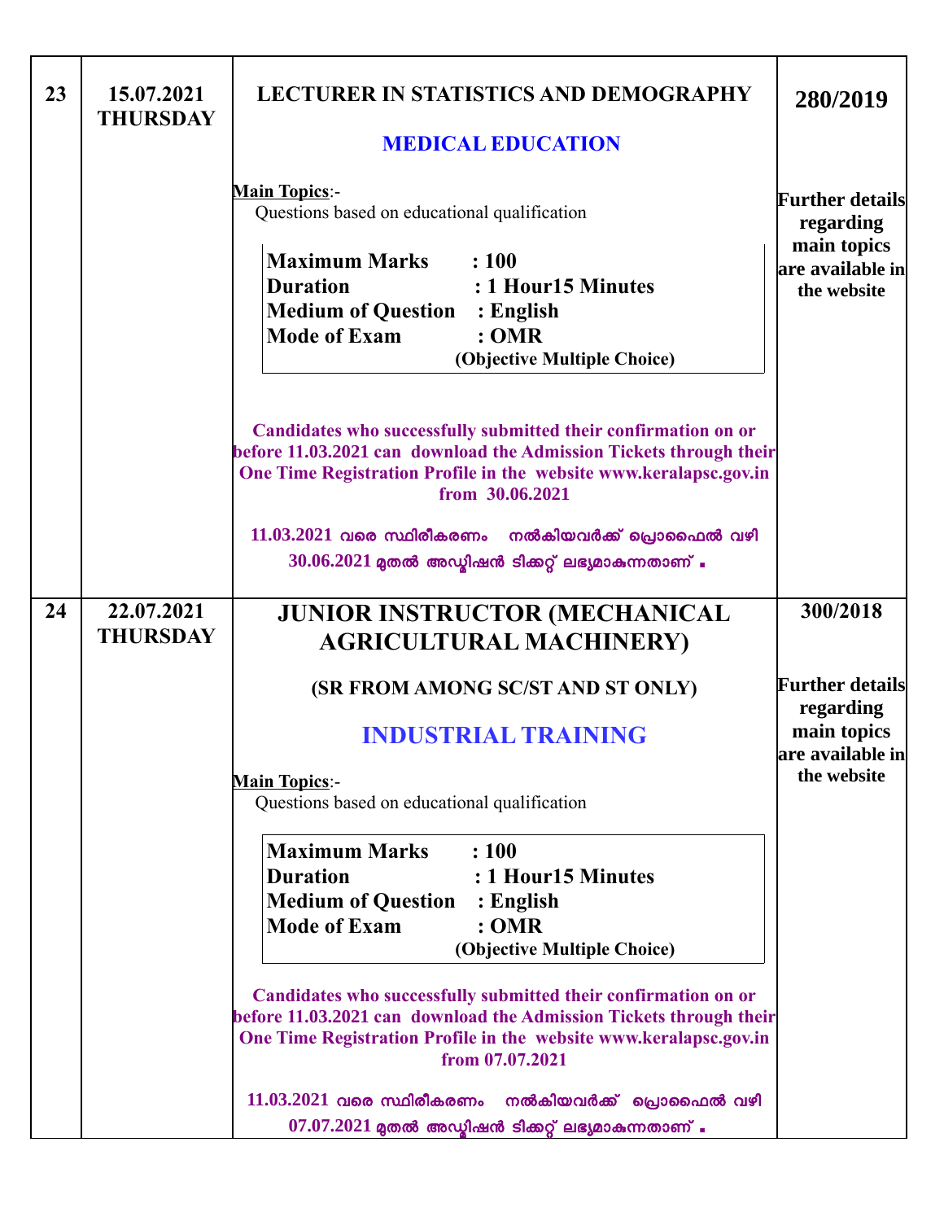| | | | |
|---|---|---|---|
| 23 | 15.07.2021<br>THURSDAY | **LECTURER IN STATISTICS AND DEMOGRAPHY**<br><br>**MEDICAL EDUCATION**<br><br>**Main Topics**:-<br>Questions based on educational qualification<br><br>**Maximum Marks : 100**<br>**Duration : 1 Hour15 Minutes**<br>**Medium of Question : English**<br>**Mode of Exam : OMR**<br>**(Objective Multiple Choice)**<br><br>**Candidates who successfully submitted their confirmation on or before 11.03.2021 can download the Admission Tickets through their One Time Registration Profile in the website www.keralapsc.gov.in from 30.06.2021**<br><br>**11.03.2021 വരെ സ്ഥിരീകരണം നൽകിയവർക്ക് പ്രൊഫൈൽ വഴി 30.06.2021 മുതൽ അഡ്മിഷൻ ടിക്കറ്റ് ലഭ്യമാകുന്നതാണ് .** | **280/2019**<br><br>**Further details regarding main topics are available in the website** |
| 24 | 22.07.2021<br>THURSDAY | **JUNIOR INSTRUCTOR (MECHANICAL AGRICULTURAL MACHINERY)**<br><br>**(SR FROM AMONG SC/ST AND ST ONLY)**<br><br>**INDUSTRIAL TRAINING**<br><br>**Main Topics**:-<br>Questions based on educational qualification<br><br>**Maximum Marks : 100**<br>**Duration : 1 Hour15 Minutes**<br>**Medium of Question : English**<br>**Mode of Exam : OMR**<br>**(Objective Multiple Choice)**<br><br>**Candidates who successfully submitted their confirmation on or before 11.03.2021 can download the Admission Tickets through their One Time Registration Profile in the website www.keralapsc.gov.in from 07.07.2021**<br><br>**11.03.2021 വരെ സ്ഥിരീകരണം നൽകിയവർക്ക് പ്രൊഫൈൽ വഴി 07.07.2021 മുതൽ അഡ്മിഷൻ ടിക്കറ്റ് ലഭ്യമാകുന്നതാണ് .** | **300/2018**<br><br>**Further details regarding main topics are available in the website** |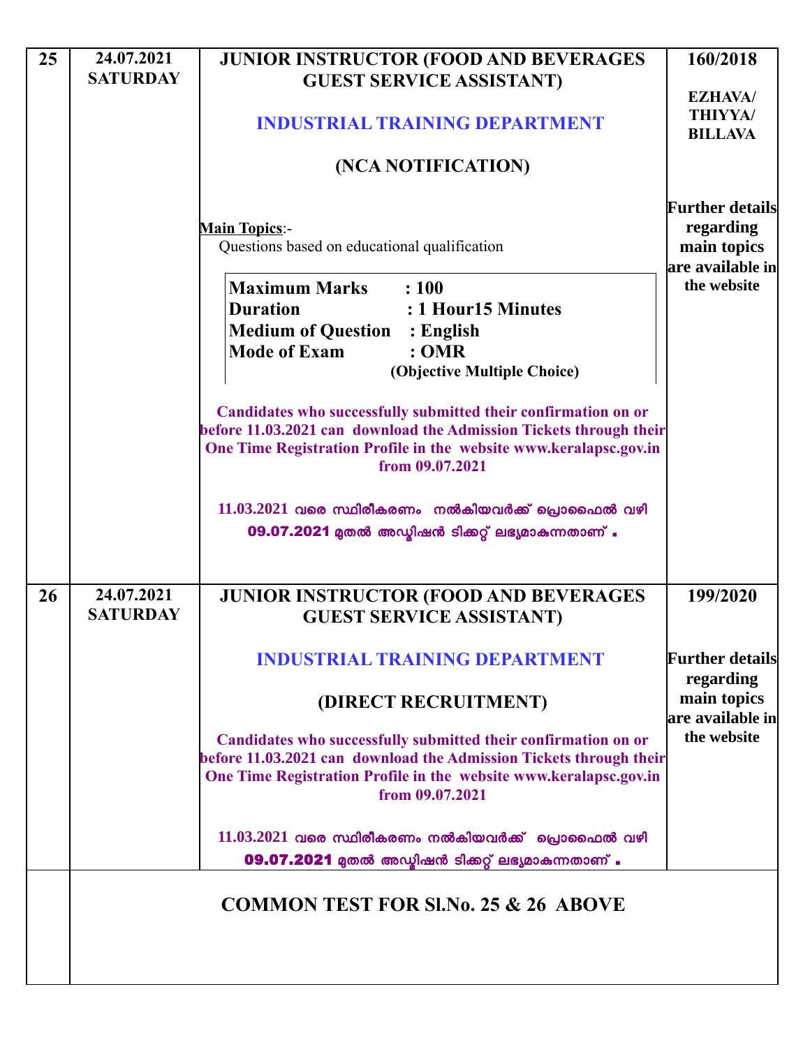| | | | |
|---|---|---|---|
| 25 | 24.07.2021<br>SATURDAY | **JUNIOR INSTRUCTOR (FOOD AND BEVERAGES GUEST SERVICE ASSISTANT)**<br><br>**INDUSTRIAL TRAINING DEPARTMENT**<br><br>**(NCA NOTIFICATION)**<br><br>Main Topics:-<br>Questions based on educational qualification<br><br>**Maximum Marks : 100**<br>**Duration : 1 Hour15 Minutes**<br>**Medium of Question : English**<br>**Mode of Exam : OMR**<br>**(Objective Multiple Choice)**<br><br>**Candidates who successfully submitted their confirmation on or before 11.03.2021 can download the Admission Tickets through their One Time Registration Profile in the website www.keralapsc.gov.in from 09.07.2021**<br><br>**11.03.2021 വരെ സ്ഥിരീകരണം നൽകിയവർക്ക് പ്രൊഫൈൽ വഴി 09.07.2021 മുതൽ അഡ്മിഷൻ ടിക്കറ്റ് ലഭ്യമാകുന്നതാണ് .** | **160/2018**<br><br>**EZHAVA/ THIYYA/ BILLAVA**<br><br>**Further details regarding main topics are available in the website** |
| 26 | 24.07.2021<br>SATURDAY | **JUNIOR INSTRUCTOR (FOOD AND BEVERAGES GUEST SERVICE ASSISTANT)**<br><br>**INDUSTRIAL TRAINING DEPARTMENT**<br><br>**(DIRECT RECRUITMENT)**<br><br>**Candidates who successfully submitted their confirmation on or before 11.03.2021 can download the Admission Tickets through their One Time Registration Profile in the website www.keralapsc.gov.in from 09.07.2021**<br><br>**11.03.2021 വരെ സ്ഥിരീകരണം നൽകിയവർക്ക് പ്രൊഫൈൽ വഴി 09.07.2021 മുതൽ അഡ്മിഷൻ ടിക്കറ്റ് ലഭ്യമാകുന്നതാണ് .** | **199/2020**<br><br>**Further details regarding main topics are available in the website** |
| | **COMMON TEST FOR Sl.No. 25 & 26 ABOVE** | | |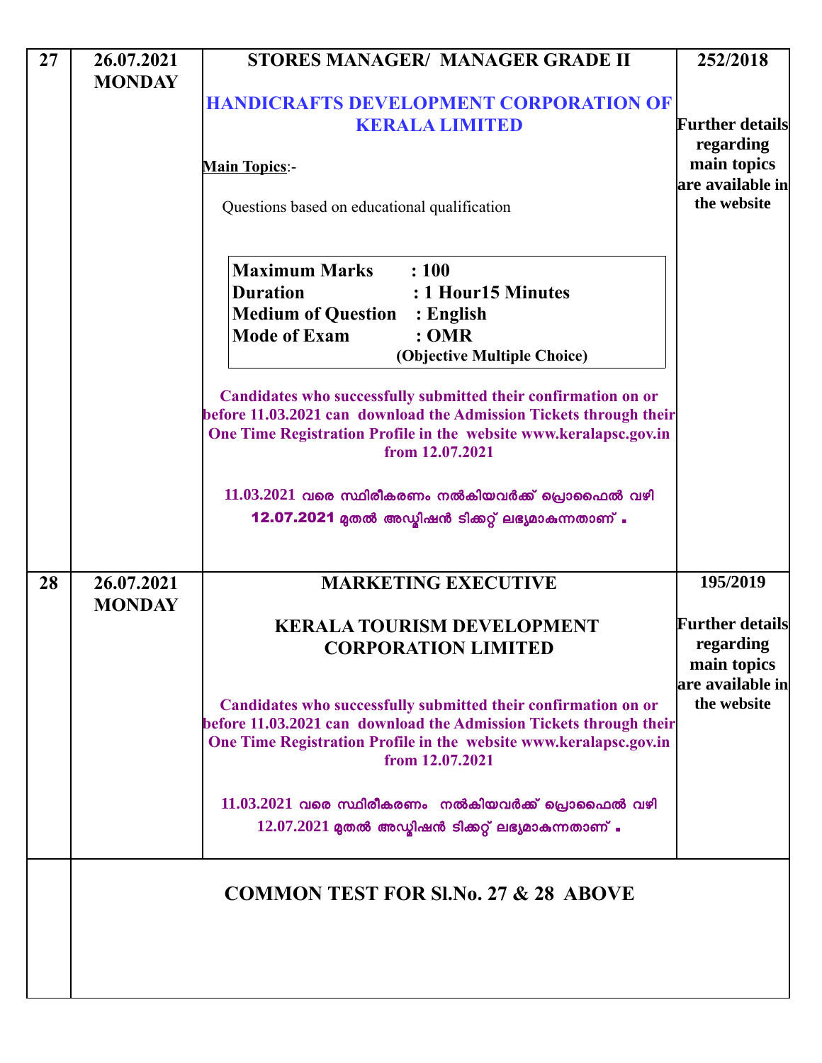| | | | |
|---|---|---|---|
| 27 | 26.07.2021 MONDAY | **STORES MANAGER/ MANAGER GRADE II**<br><br>**HANDICRAFTS DEVELOPMENT CORPORATION OF KERALA LIMITED**<br><br>**Main Topics**:-<br><br>Questions based on educational qualification<br><br>**Maximum Marks : 100**<br>**Duration : 1 Hour15 Minutes**<br>**Medium of Question : English**<br>**Mode of Exam : OMR**<br>**(Objective Multiple Choice)**<br><br>**Candidates who successfully submitted their confirmation on or before 11.03.2021 can download the Admission Tickets through their One Time Registration Profile in the website www.keralapsc.gov.in from 12.07.2021**<br><br>**11.03.2021 വരെ സ്ഥിരീകരണം നൽകിയവർക്ക് പ്രൊഫൈൽ വഴി 12.07.2021 മുതൽ അഡ്മിഷൻ ടിക്കറ്റ് ലഭ്യമാകുന്നതാണ് .** | **252/2018**<br><br>**Further details regarding main topics are available in the website** |
| 28 | 26.07.2021 MONDAY | **MARKETING EXECUTIVE**<br><br>**KERALA TOURISM DEVELOPMENT CORPORATION LIMITED**<br><br>**Candidates who successfully submitted their confirmation on or before 11.03.2021 can download the Admission Tickets through their One Time Registration Profile in the website www.keralapsc.gov.in from 12.07.2021**<br><br>**11.03.2021 വരെ സ്ഥിരീകരണം നൽകിയവർക്ക് പ്രൊഫൈൽ വഴി 12.07.2021 മുതൽ അഡ്മിഷൻ ടിക്കറ്റ് ലഭ്യമാകുന്നതാണ് .** | **195/2019**<br><br>**Further details regarding main topics are available in the website** |
| | **COMMON TEST FOR Sl.No. 27 & 28 ABOVE** | | |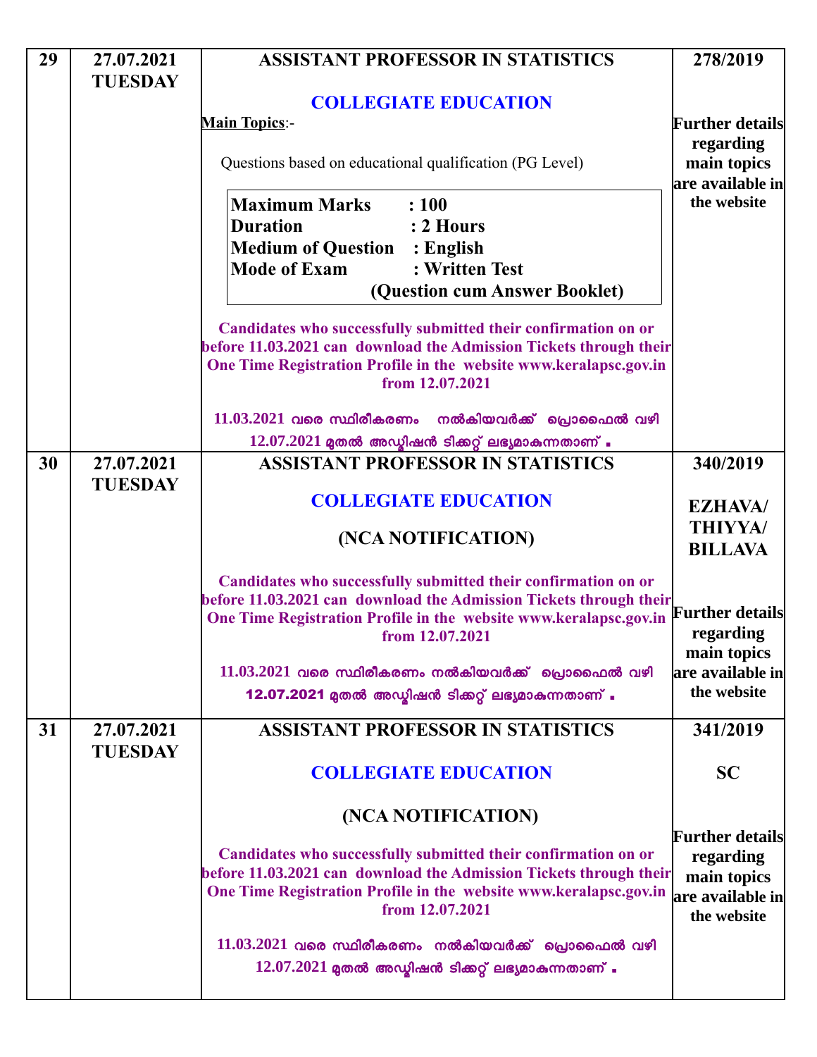| | | | |
|---|---|---|---|
| 29 | 27.07.2021 TUESDAY | **ASSISTANT PROFESSOR IN STATISTICS**<br><br>**COLLEGIATE EDUCATION**<br><br>**Main Topics**:-<br><br>Questions based on educational qualification (PG Level)<br><br>**Maximum Marks : 100**<br>**Duration : 2 Hours**<br>**Medium of Question : English**<br>**Mode of Exam : Written Test (Question cum Answer Booklet)**<br><br>**Candidates who successfully submitted their confirmation on or before 11.03.2021 can download the Admission Tickets through their One Time Registration Profile in the website www.keralapsc.gov.in from 12.07.2021**<br><br>**11.03.2021 വരെ സ്ഥിരീകരണം നൽകിയവർക്ക് പ്രൊഫൈൽ വഴി 12.07.2021 മുതൽ അഡ്മിഷൻ ടിക്കറ്റ് ലഭ്യമാകുന്നതാണ് .** | **278/2019**<br><br>**Further details regarding main topics are available in the website** |
| 30 | 27.07.2021 TUESDAY | **ASSISTANT PROFESSOR IN STATISTICS**<br><br>**COLLEGIATE EDUCATION**<br><br>**(NCA NOTIFICATION)**<br><br>**Candidates who successfully submitted their confirmation on or before 11.03.2021 can download the Admission Tickets through their One Time Registration Profile in the website www.keralapsc.gov.in from 12.07.2021**<br><br>**11.03.2021 വരെ സ്ഥിരീകരണം നൽകിയവർക്ക് പ്രൊഫൈൽ വഴി 12.07.2021 മുതൽ അഡ്മിഷൻ ടിക്കറ്റ് ലഭ്യമാകുന്നതാണ് .** | **340/2019**<br><br>**EZHAVA/ THIYYA/ BILLAVA**<br><br>**Further details regarding main topics are available in the website** |
| 31 | 27.07.2021 TUESDAY | **ASSISTANT PROFESSOR IN STATISTICS**<br><br>**COLLEGIATE EDUCATION**<br><br>**(NCA NOTIFICATION)**<br><br>**Candidates who successfully submitted their confirmation on or before 11.03.2021 can download the Admission Tickets through their One Time Registration Profile in the website www.keralapsc.gov.in from 12.07.2021**<br><br>**11.03.2021 വരെ സ്ഥിരീകരണം നൽകിയവർക്ക് പ്രൊഫൈൽ വഴി 12.07.2021 മുതൽ അഡ്മിഷൻ ടിക്കറ്റ് ലഭ്യമാകുന്നതാണ് .** | **341/2019**<br><br>**SC**<br><br>**Further details regarding main topics are available in the website** |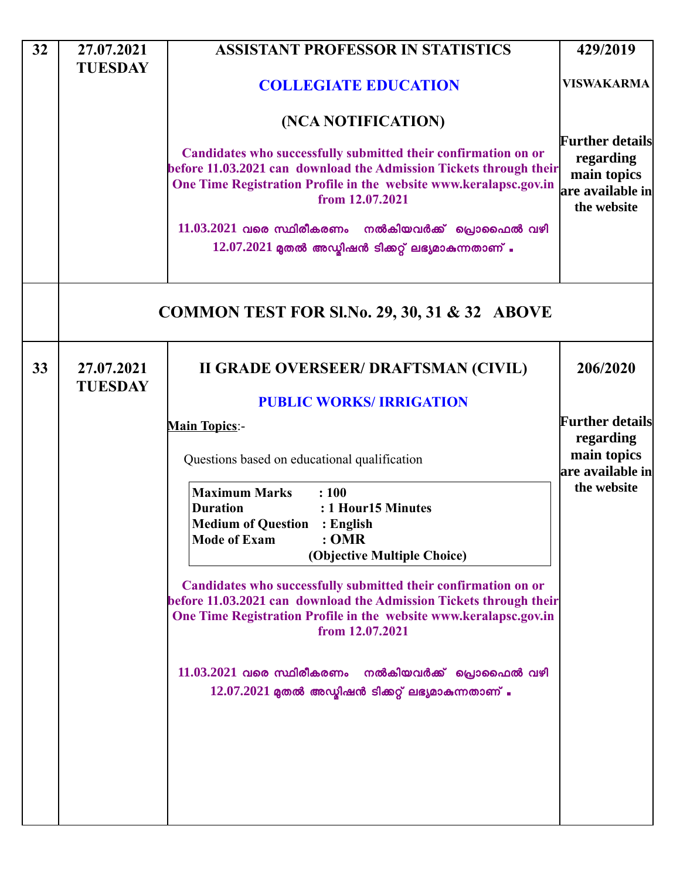| | | | |
|---|---|---|---|
| 32 | 27.07.2021 TUESDAY | **ASSISTANT PROFESSOR IN STATISTICS**<br><br>**COLLEGIATE EDUCATION**<br><br>**(NCA NOTIFICATION)**<br><br>**Candidates who successfully submitted their confirmation on or before 11.03.2021 can download the Admission Tickets through their One Time Registration Profile in the website www.keralapsc.gov.in from 12.07.2021**<br><br>**11.03.2021 വരെ സ്ഥിരീകരണം നൽകിയവർക്ക് പ്രൊഫൈൽ വഴി 12.07.2021 മുതൽ അഡ്മിഷൻ ടിക്കറ്റ് ലഭ്യമാകുന്നതാണ് .** | **429/2019**<br><br>**VISWAKARMA**<br><br>**Further details regarding main topics are available in the website** |
| | **COMMON TEST FOR Sl.No. 29, 30, 31 & 32 ABOVE** | | |
| 33 | 27.07.2021 TUESDAY | **II GRADE OVERSEER/ DRAFTSMAN (CIVIL)**<br><br>**PUBLIC WORKS/ IRRIGATION**<br><br>**Main Topics**:-<br><br>Questions based on educational qualification<br><br>**Maximum Marks : 100**<br>**Duration : 1 Hour15 Minutes**<br>**Medium of Question : English**<br>**Mode of Exam : OMR (Objective Multiple Choice)**<br><br>**Candidates who successfully submitted their confirmation on or before 11.03.2021 can download the Admission Tickets through their One Time Registration Profile in the website www.keralapsc.gov.in from 12.07.2021**<br><br>**11.03.2021 വരെ സ്ഥിരീകരണം നൽകിയവർക്ക് പ്രൊഫൈൽ വഴി 12.07.2021 മുതൽ അഡ്മിഷൻ ടിക്കറ്റ് ലഭ്യമാകുന്നതാണ് .** | **206/2020**<br><br>**Further details regarding main topics are available in the website** |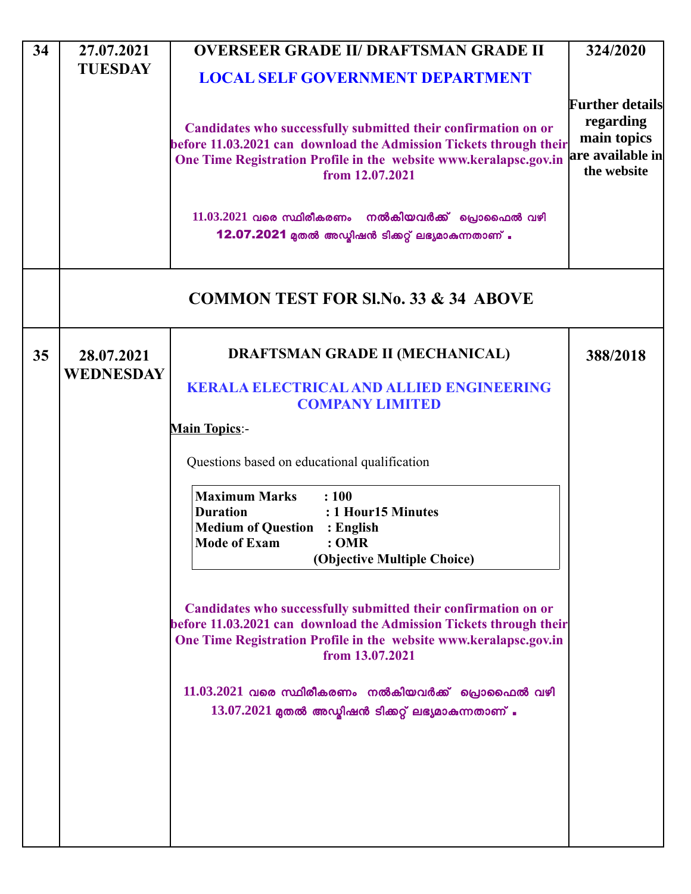| | | | |
|---|---|---|---|
| 34 | 27.07.2021 TUESDAY | **OVERSEER GRADE II/ DRAFTSMAN GRADE II**<br><br>**LOCAL SELF GOVERNMENT DEPARTMENT**<br><br>**Candidates who successfully submitted their confirmation on or before 11.03.2021 can download the Admission Tickets through their One Time Registration Profile in the website www.keralapsc.gov.in from 12.07.2021**<br><br>**11.03.2021 വരെ സ്ഥിരീകരണം നൽകിയവർക്ക് പ്രൊഫൈൽ വഴി 12.07.2021 മുതൽ അഡ്മിഷൻ ടിക്കറ്റ് ലഭ്യമാകുന്നതാണ് .** | **324/2020**<br><br>**Further details regarding main topics are available in the website** |
| | **COMMON TEST FOR Sl.No. 33 & 34 ABOVE** | | |
| 35 | 28.07.2021 WEDNESDAY | **DRAFTSMAN GRADE II (MECHANICAL)**<br><br>**KERALA ELECTRICAL AND ALLIED ENGINEERING COMPANY LIMITED**<br><br>**Main Topics**:-<br><br>Questions based on educational qualification<br><br>**Maximum Marks : 100**<br>**Duration : 1 Hour15 Minutes**<br>**Medium of Question : English**<br>**Mode of Exam : OMR (Objective Multiple Choice)**<br><br>**Candidates who successfully submitted their confirmation on or before 11.03.2021 can download the Admission Tickets through their One Time Registration Profile in the website www.keralapsc.gov.in from 13.07.2021**<br><br>**11.03.2021 വരെ സ്ഥിരീകരണം നൽകിയവർക്ക് പ്രൊഫൈൽ വഴി 13.07.2021 മുതൽ അഡ്മിഷൻ ടിക്കറ്റ് ലഭ്യമാകുന്നതാണ് .** | **388/2018** |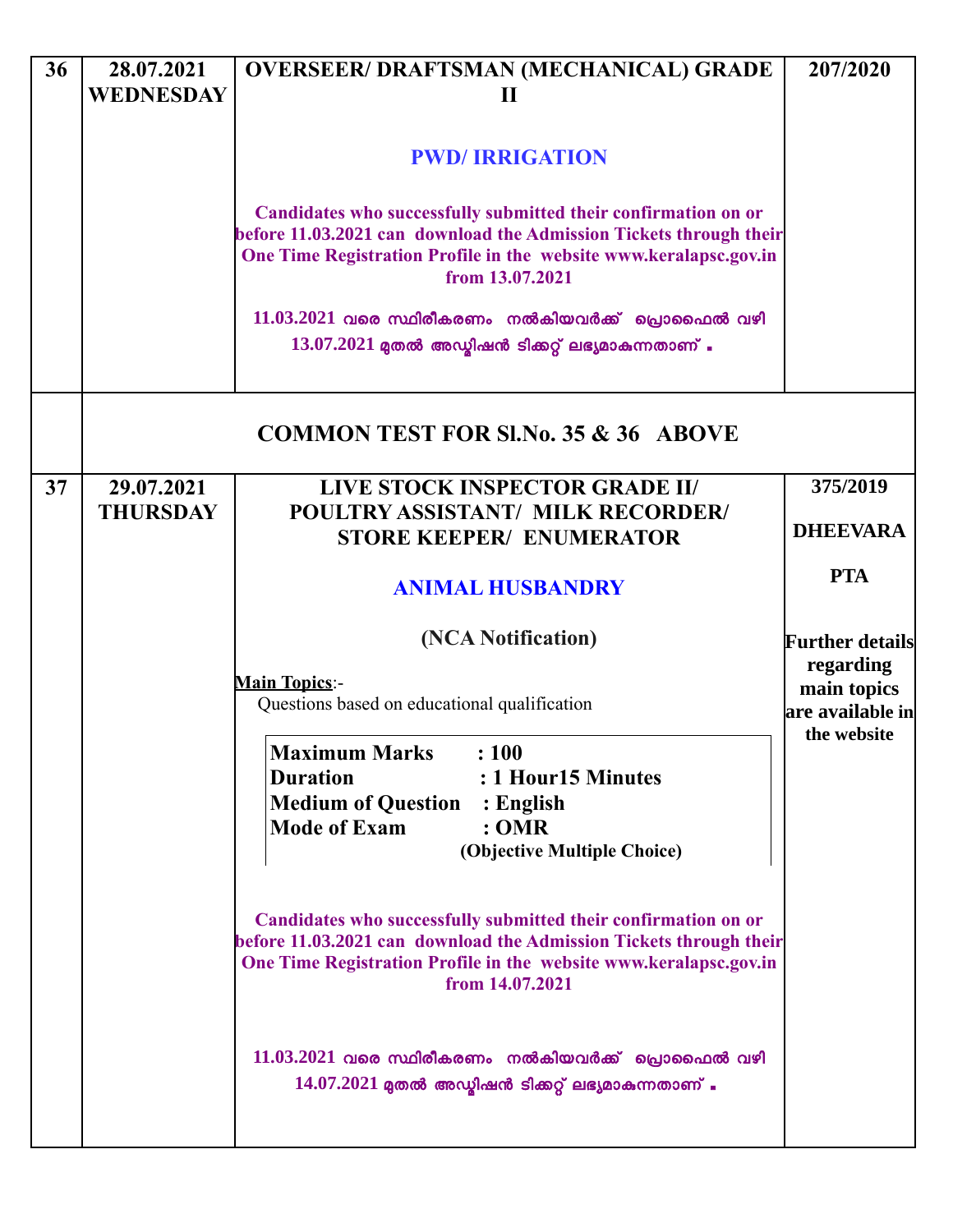| | | | |
|---|---|---|---|
| 36 | 28.07.2021 WEDNESDAY | **OVERSEER/ DRAFTSMAN (MECHANICAL) GRADE II**<br><br>**PWD/ IRRIGATION**<br><br>**Candidates who successfully submitted their confirmation on or before 11.03.2021 can download the Admission Tickets through their One Time Registration Profile in the website www.keralapsc.gov.in from 13.07.2021**<br><br>**11.03.2021 വരെ സ്ഥിരീകരണം നൽകിയവർക്ക് പ്രൊഫൈൽ വഴി 13.07.2021 മുതൽ അഡ്മിഷൻ ടിക്കറ്റ് ലഭ്യമാകുന്നതാണ് .** | 207/2020 |
| | **COMMON TEST FOR Sl.No. 35 & 36 ABOVE** | | |
| 37 | 29.07.2021 THURSDAY | **LIVE STOCK INSPECTOR GRADE II/ POULTRY ASSISTANT/ MILK RECORDER/ STORE KEEPER/ ENUMERATOR**<br><br>**ANIMAL HUSBANDRY**<br><br>**(NCA Notification)**<br><br>Main Topics:-<br>Questions based on educational qualification<br><br>**Maximum Marks : 100**<br>**Duration : 1 Hour15 Minutes**<br>**Medium of Question : English**<br>**Mode of Exam : OMR**<br>**(Objective Multiple Choice)**<br><br>**Candidates who successfully submitted their confirmation on or before 11.03.2021 can download the Admission Tickets through their One Time Registration Profile in the website www.keralapsc.gov.in from 14.07.2021**<br><br>**11.03.2021 വരെ സ്ഥിരീകരണം നൽകിയവർക്ക് പ്രൊഫൈൽ വഴി 14.07.2021 മുതൽ അഡ്മിഷൻ ടിക്കറ്റ് ലഭ്യമാകുന്നതാണ് .** | 375/2019<br><br>DHEEVARA<br><br>PTA<br><br>Further details regarding main topics are available in the website |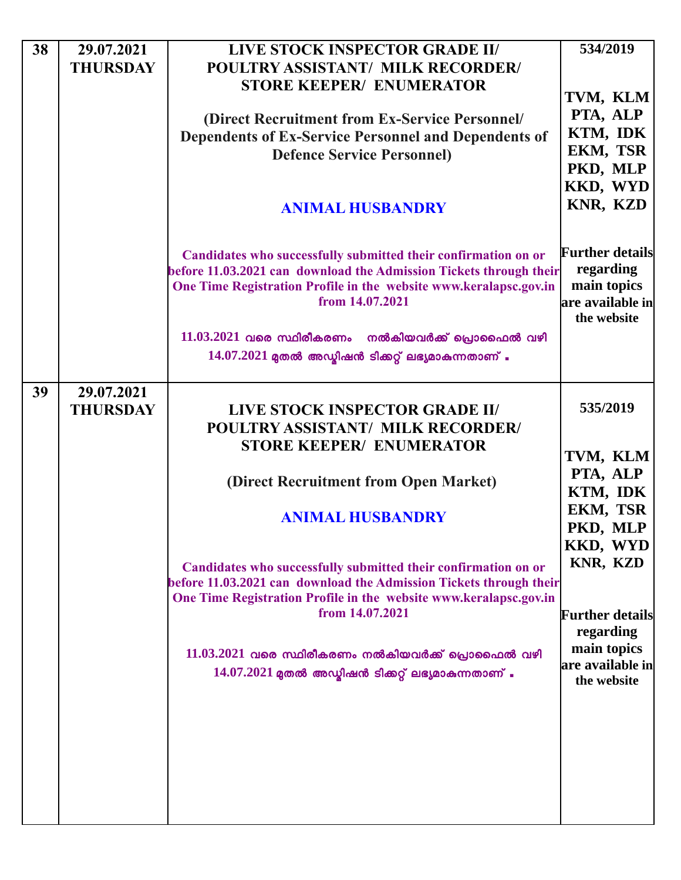| | | | |
|---|---|---|---|
| 38 | 29.07.2021<br>THURSDAY | **LIVE STOCK INSPECTOR GRADE II/ POULTRY ASSISTANT/ MILK RECORDER/ STORE KEEPER/ ENUMERATOR**<br><br>**(Direct Recruitment from Ex-Service Personnel/ Dependents of Ex-Service Personnel and Dependents of Defence Service Personnel)**<br><br>**ANIMAL HUSBANDRY**<br><br>Candidates who successfully submitted their confirmation on or before 11.03.2021 can download the Admission Tickets through their One Time Registration Profile in the website www.keralapsc.gov.in from 14.07.2021<br><br>11.03.2021 വരെ സ്ഥിരീകരണം നൽകിയവർക്ക് പ്രൊഫൈൽ വഴി 14.07.2021 മുതൽ അഡ്മിഷൻ ടിക്കറ്റ് ലഭ്യമാകുന്നതാണ് . | 534/2019<br><br>TVM, KLM<br>PTA, ALP<br>KTM, IDK<br>EKM, TSR<br>PKD, MLP<br>KKD, WYD<br>KNR, KZD<br><br>Further details regarding main topics are available in the website |
| 39 | 29.07.2021<br>THURSDAY | **LIVE STOCK INSPECTOR GRADE II/ POULTRY ASSISTANT/ MILK RECORDER/ STORE KEEPER/ ENUMERATOR**<br><br>**(Direct Recruitment from Open Market)**<br><br>**ANIMAL HUSBANDRY**<br><br>Candidates who successfully submitted their confirmation on or before 11.03.2021 can download the Admission Tickets through their One Time Registration Profile in the website www.keralapsc.gov.in from 14.07.2021<br><br>11.03.2021 വരെ സ്ഥിരീകരണം നൽകിയവർക്ക് പ്രൊഫൈൽ വഴി 14.07.2021 മുതൽ അഡ്മിഷൻ ടിക്കറ്റ് ലഭ്യമാകുന്നതാണ് . | 535/2019<br><br>TVM, KLM<br>PTA, ALP<br>KTM, IDK<br>EKM, TSR<br>PKD, MLP<br>KKD, WYD<br>KNR, KZD<br><br>Further details regarding main topics are available in the website |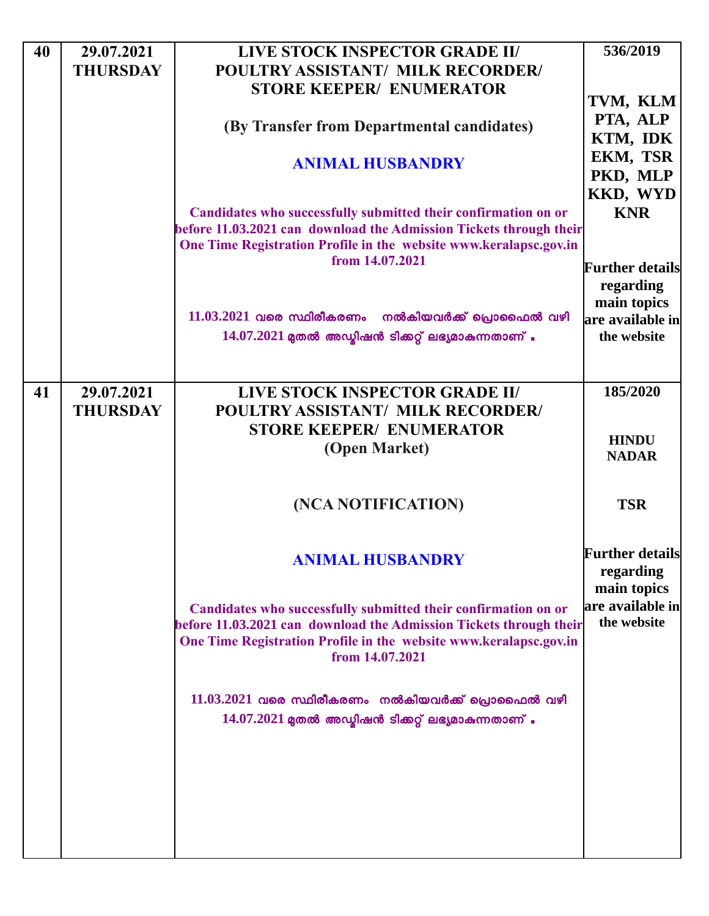| | | | |
|---|---|---|---|
| 40 | 29.07.2021<br>THURSDAY | **LIVE STOCK INSPECTOR GRADE II/ POULTRY ASSISTANT/ MILK RECORDER/ STORE KEEPER/ ENUMERATOR**<br><br>**(By Transfer from Departmental candidates)**<br><br>**ANIMAL HUSBANDRY**<br><br>Candidates who successfully submitted their confirmation on or before 11.03.2021 can download the Admission Tickets through their One Time Registration Profile in the website www.keralapsc.gov.in from 14.07.2021<br><br>11.03.2021 വരെ സ്ഥിരീകരണം നൽകിയവർക്ക് പ്രൊഫൈൽ വഴി 14.07.2021 മുതൽ അഡ്മിഷൻ ടിക്കറ്റ് ലഭ്യമാകുന്നതാണ് . | 536/2019<br><br>TVM, KLM<br>PTA, ALP<br>KTM, IDK<br>EKM, TSR<br>PKD, MLP<br>KKD, WYD<br>KNR<br><br>Further details regarding main topics are available in the website |
| 41 | 29.07.2021<br>THURSDAY | **LIVE STOCK INSPECTOR GRADE II/ POULTRY ASSISTANT/ MILK RECORDER/ STORE KEEPER/ ENUMERATOR**<br>**(Open Market)**<br><br>**(NCA NOTIFICATION)**<br><br>**ANIMAL HUSBANDRY**<br><br>Candidates who successfully submitted their confirmation on or before 11.03.2021 can download the Admission Tickets through their One Time Registration Profile in the website www.keralapsc.gov.in from 14.07.2021<br><br>11.03.2021 വരെ സ്ഥിരീകരണം നൽകിയവർക്ക് പ്രൊഫൈൽ വഴി 14.07.2021 മുതൽ അഡ്മിഷൻ ടിക്കറ്റ് ലഭ്യമാകുന്നതാണ് . | 185/2020<br><br>HINDU NADAR<br><br>TSR<br><br>Further details regarding main topics are available in the website |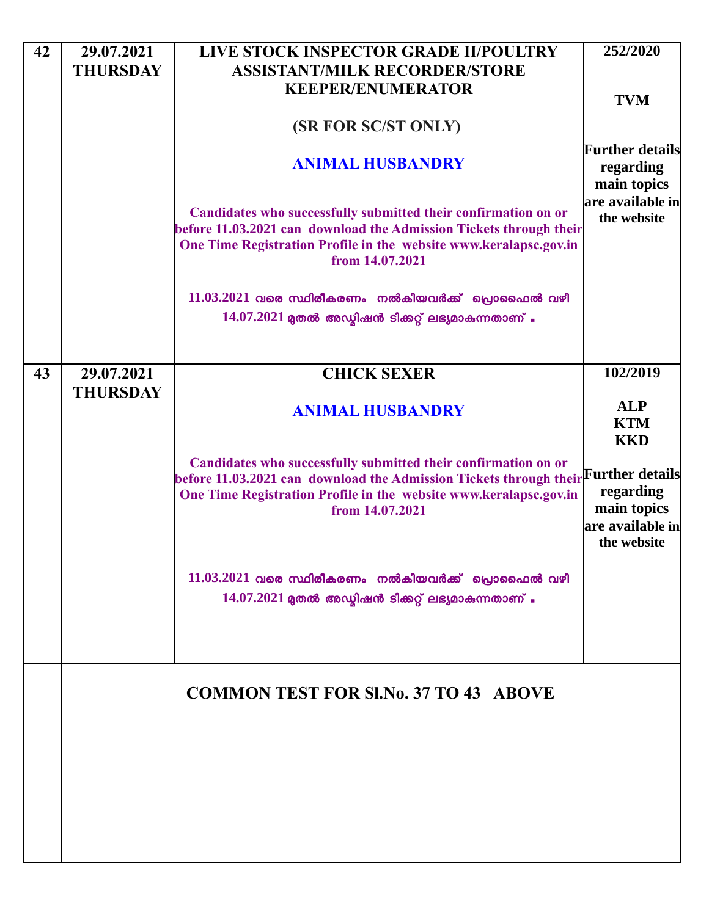| | | | |
|---|---|---|---|
| 42 | 29.07.2021<br>THURSDAY | **LIVE STOCK INSPECTOR GRADE II/POULTRY ASSISTANT/MILK RECORDER/STORE KEEPER/ENUMERATOR**<br><br>**(SR FOR SC/ST ONLY)**<br><br>**ANIMAL HUSBANDRY**<br><br>**Candidates who successfully submitted their confirmation on or before 11.03.2021 can download the Admission Tickets through their One Time Registration Profile in the website www.keralapsc.gov.in from 14.07.2021**<br><br>11.03.2021 വരെ സ്ഥിരീകരണം നൽകിയവർക്ക് പ്രൊഫൈൽ വഴി 14.07.2021 മുതൽ അഡ്മിഷൻ ടിക്കറ്റ് ലഭ്യമാകുന്നതാണ് . | **252/2020**<br><br>**TVM**<br><br>**Further details regarding main topics are available in the website** |
| 43 | 29.07.2021<br>THURSDAY | **CHICK SEXER**<br><br>**ANIMAL HUSBANDRY**<br><br>**Candidates who successfully submitted their confirmation on or before 11.03.2021 can download the Admission Tickets through their One Time Registration Profile in the website www.keralapsc.gov.in from 14.07.2021**<br><br>11.03.2021 വരെ സ്ഥിരീകരണം നൽകിയവർക്ക് പ്രൊഫൈൽ വഴി 14.07.2021 മുതൽ അഡ്മിഷൻ ടിക്കറ്റ് ലഭ്യമാകുന്നതാണ് . | **102/2019**<br><br>**ALP**<br>**KTM**<br>**KKD**<br><br>**Further details regarding main topics are available in the website** |
| | **COMMON TEST FOR Sl.No. 37 TO 43 ABOVE** | | |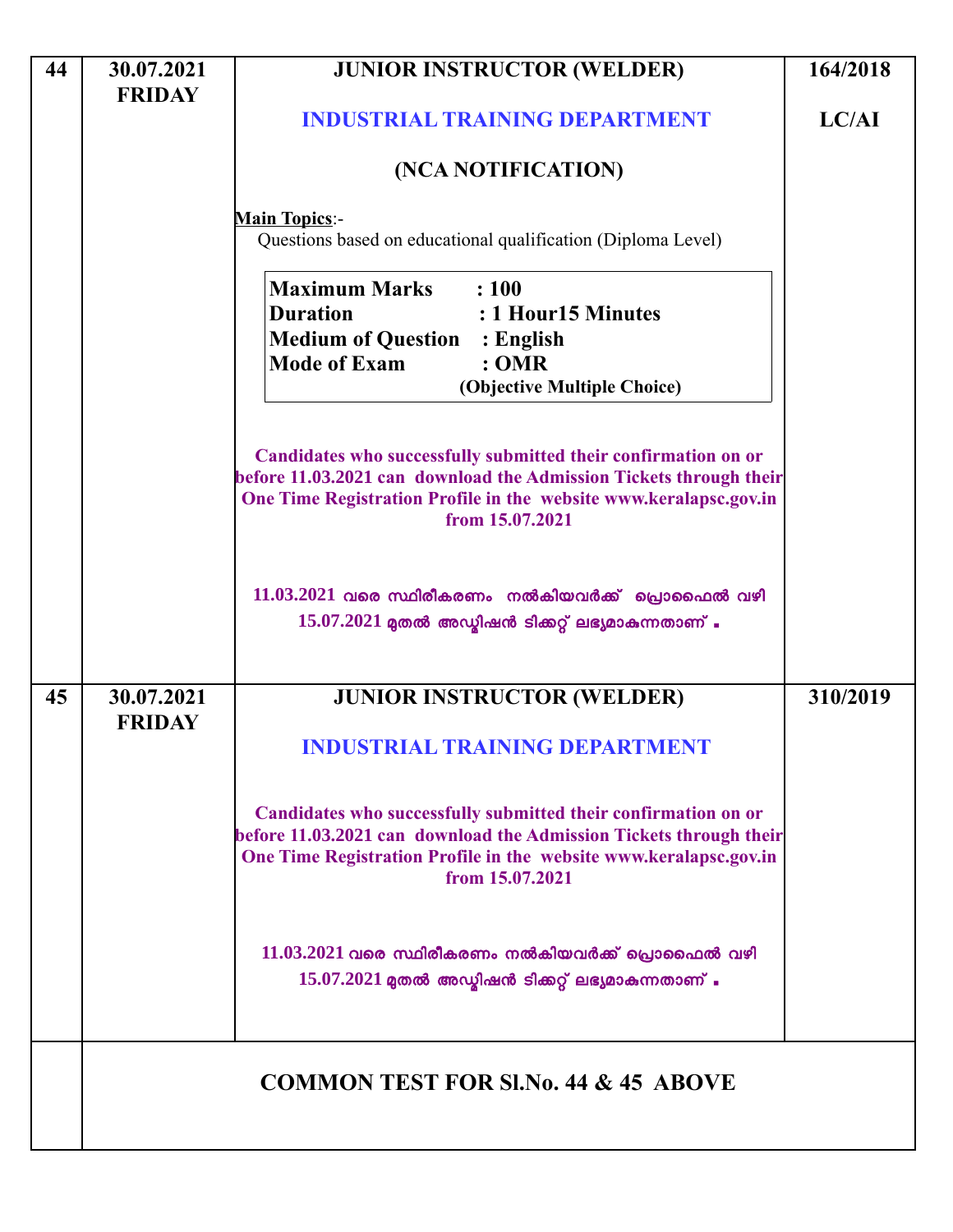| | | | |
|---|---|---|---|
| 44 | 30.07.2021<br>FRIDAY | **JUNIOR INSTRUCTOR (WELDER)**<br><br>**INDUSTRIAL TRAINING DEPARTMENT**<br><br>**(NCA NOTIFICATION)**<br><br>**Main Topics**:-<br>Questions based on educational qualification (Diploma Level)<br><br>**Maximum Marks : 100**<br>**Duration : 1 Hour15 Minutes**<br>**Medium of Question : English**<br>**Mode of Exam : OMR**<br>**(Objective Multiple Choice)**<br><br>**Candidates who successfully submitted their confirmation on or before 11.03.2021 can download the Admission Tickets through their One Time Registration Profile in the website www.keralapsc.gov.in from 15.07.2021**<br><br>**11.03.2021 വരെ സ്ഥിരീകരണം നൽകിയവർക്ക് പ്രൊഫൈൽ വഴി 15.07.2021 മുതൽ അഡ്മിഷൻ ടിക്കറ്റ് ലഭ്യമാകുന്നതാണ് .** | 164/2018<br><br>LC/AI |
| 45 | 30.07.2021<br>FRIDAY | **JUNIOR INSTRUCTOR (WELDER)**<br><br>**INDUSTRIAL TRAINING DEPARTMENT**<br><br>**Candidates who successfully submitted their confirmation on or before 11.03.2021 can download the Admission Tickets through their One Time Registration Profile in the website www.keralapsc.gov.in from 15.07.2021**<br><br>**11.03.2021 വരെ സ്ഥിരീകരണം നൽകിയവർക്ക് പ്രൊഫൈൽ വഴി 15.07.2021 മുതൽ അഡ്മിഷൻ ടിക്കറ്റ് ലഭ്യമാകുന്നതാണ് .** | 310/2019 |
| | **COMMON TEST FOR Sl.No. 44 & 45 ABOVE** | | |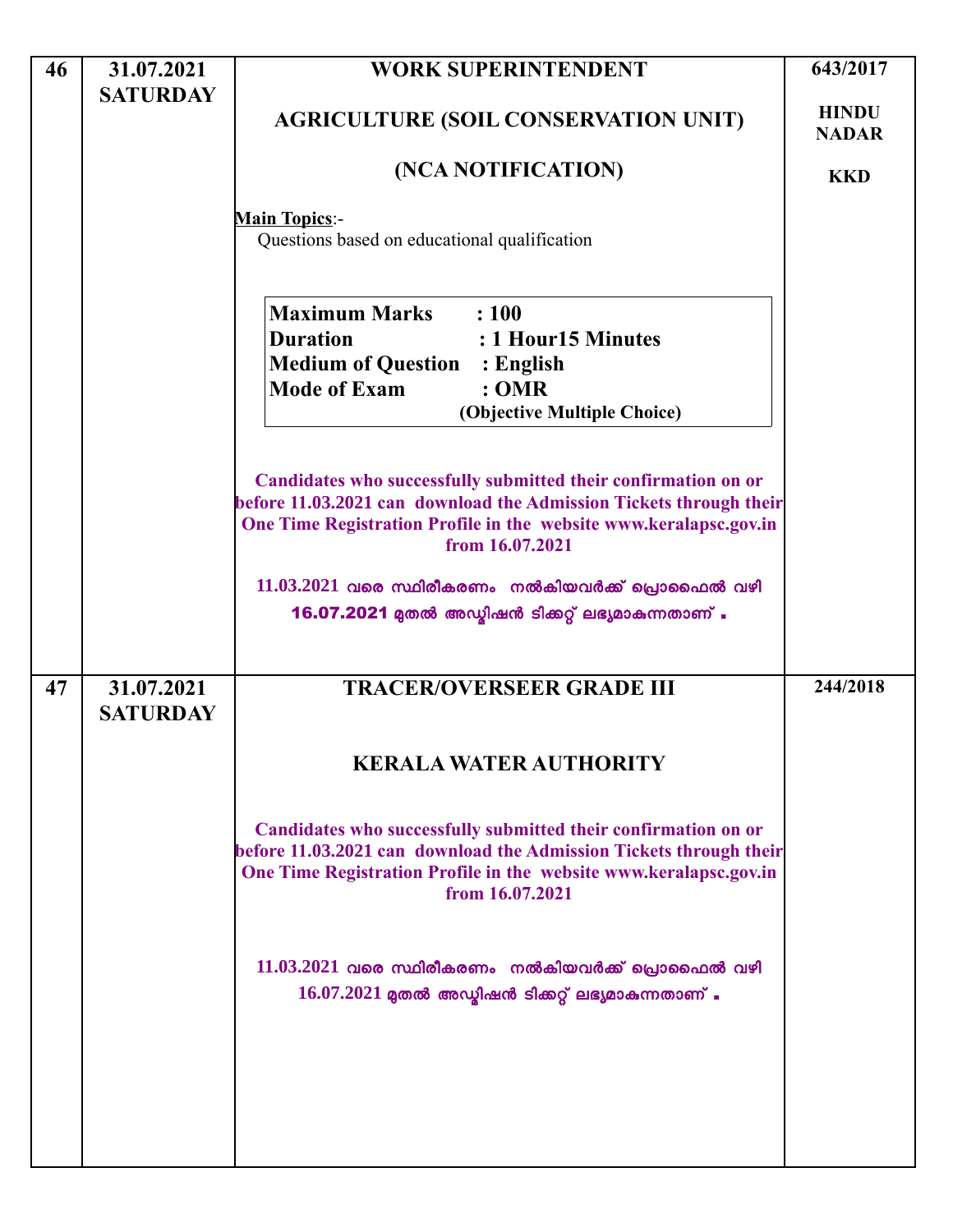| | | | |
|---|---|---|---|
| 46 | 31.07.2021<br>SATURDAY | **WORK SUPERINTENDENT**<br><br>**AGRICULTURE (SOIL CONSERVATION UNIT)**<br><br>**(NCA NOTIFICATION)**<br><br>Main Topics:-<br>Questions based on educational qualification<br><br>**Maximum Marks : 100**<br>**Duration : 1 Hour15 Minutes**<br>**Medium of Question : English**<br>**Mode of Exam : OMR**<br>**(Objective Multiple Choice)**<br><br>**Candidates who successfully submitted their confirmation on or before 11.03.2021 can download the Admission Tickets through their One Time Registration Profile in the website www.keralapsc.gov.in from 16.07.2021**<br><br>11.03.2021 വരെ സ്ഥിരീകരണം നൽകിയവർക്ക് പ്രൊഫൈൽ വഴി 16.07.2021 മുതൽ അഡ്മിഷൻ ടിക്കറ്റ് ലഭ്യമാകുന്നതാണ് . | 643/2017<br><br>HINDU NADAR<br><br>KKD |
| 47 | 31.07.2021<br>SATURDAY | **TRACER/OVERSEER GRADE III**<br><br>**KERALA WATER AUTHORITY**<br><br>**Candidates who successfully submitted their confirmation on or before 11.03.2021 can download the Admission Tickets through their One Time Registration Profile in the website www.keralapsc.gov.in from 16.07.2021**<br><br>11.03.2021 വരെ സ്ഥിരീകരണം നൽകിയവർക്ക് പ്രൊഫൈൽ വഴി 16.07.2021 മുതൽ അഡ്മിഷൻ ടിക്കറ്റ് ലഭ്യമാകുന്നതാണ് . | 244/2018 |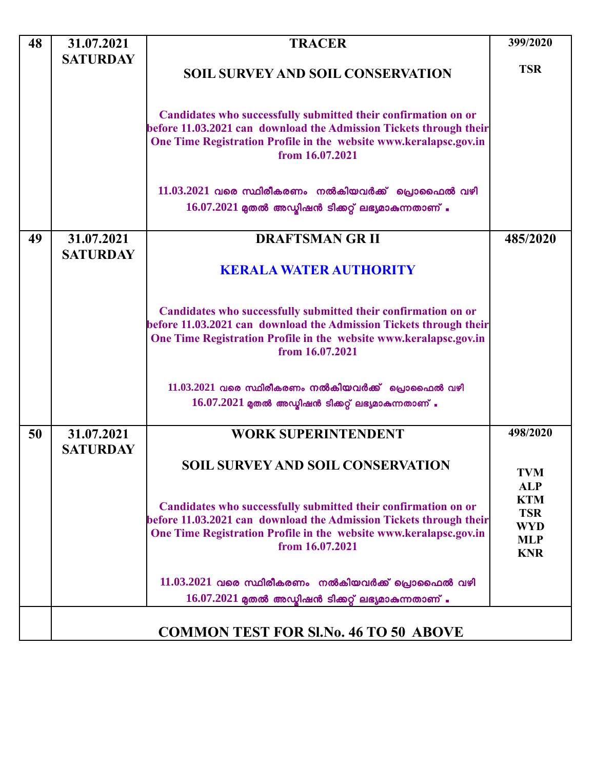| | | | |
|---|---|---|---|
| 48 | 31.07.2021 SATURDAY | **TRACER**<br><br>**SOIL SURVEY AND SOIL CONSERVATION**<br><br>**Candidates who successfully submitted their confirmation on or before 11.03.2021 can download the Admission Tickets through their One Time Registration Profile in the website www.keralapsc.gov.in from 16.07.2021**<br><br>11.03.2021 വരെ സ്ഥിരീകരണം നൽകിയവർക്ക് പ്രൊഫൈൽ വഴി 16.07.2021 മുതൽ അഡ്മിഷൻ ടിക്കറ്റ് ലഭ്യമാകുന്നതാണ് . | 399/2020<br><br>TSR |
| 49 | 31.07.2021 SATURDAY | **DRAFTSMAN GR II**<br><br>**KERALA WATER AUTHORITY**<br><br>**Candidates who successfully submitted their confirmation on or before 11.03.2021 can download the Admission Tickets through their One Time Registration Profile in the website www.keralapsc.gov.in from 16.07.2021**<br><br>11.03.2021 വരെ സ്ഥിരീകരണം നൽകിയവർക്ക് പ്രൊഫൈൽ വഴി 16.07.2021 മുതൽ അഡ്മിഷൻ ടിക്കറ്റ് ലഭ്യമാകുന്നതാണ് . | 485/2020 |
| 50 | 31.07.2021 SATURDAY | **WORK SUPERINTENDENT**<br><br>**SOIL SURVEY AND SOIL CONSERVATION**<br><br>**Candidates who successfully submitted their confirmation on or before 11.03.2021 can download the Admission Tickets through their One Time Registration Profile in the website www.keralapsc.gov.in from 16.07.2021**<br><br>11.03.2021 വരെ സ്ഥിരീകരണം നൽകിയവർക്ക് പ്രൊഫൈൽ വഴി 16.07.2021 മുതൽ അഡ്മിഷൻ ടിക്കറ്റ് ലഭ്യമാകുന്നതാണ് . | 498/2020<br><br>TVM<br>ALP<br>KTM<br>TSR<br>WYD<br>MLP<br>KNR |
| | **COMMON TEST FOR Sl.No. 46 TO 50 ABOVE** | | |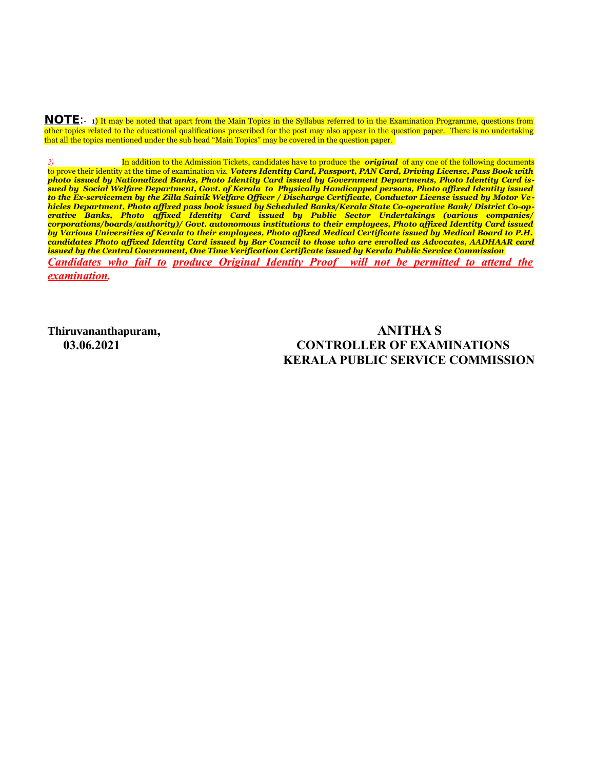**NOTE**:- 1) It may be noted that apart from the Main Topics in the Syllabus referred to in the Examination Programme, questions from other topics related to the educational qualifications prescribed for the post may also appear in the question paper. There is no undertaking that all the topics mentioned under the sub head "Main Topics" may be covered in the question paper.

*2)* In addition to the Admission Tickets, candidates have to produce the ***original*** of any one of the following documents to prove their identity at the time of examination viz. ***Voters Identity Card, Passport, PAN Card, Driving License, Pass Book with photo issued by Nationalized Banks, Photo Identity Card issued by Government Departments, Photo Identity Card issued by Social Welfare Department, Govt. of Kerala to Physically Handicapped persons, Photo affixed Identity issued to the Ex-servicemen by the Zilla Sainik Welfare Officer / Discharge Certificate, Conductor License issued by Motor Vehicles Department, Photo affixed pass book issued by Scheduled Banks/Kerala State Co-operative Bank/ District Co-operative Banks, Photo affixed Identity Card issued by Public Sector Undertakings (various companies/ corporations/boards/authority)/ Govt. autonomous institutions to their employees, Photo affixed Identity Card issued by Various Universities of Kerala to their employees, Photo affixed Medical Certificate issued by Medical Board to P.H. candidates Photo affixed Identity Card issued by Bar Council to those who are enrolled as Advocates, AADHAAR card issued by the Central Government, One Time Verification Certificate issued by Kerala Public Service Commission***

***Candidates who fail to produce Original Identity Proof will not be permitted to attend the examination.***

**Thiruvananthapuram,**
**03.06.2021**

**ANITHA S**
**CONTROLLER OF EXAMINATIONS**
**KERALA PUBLIC SERVICE COMMISSION**